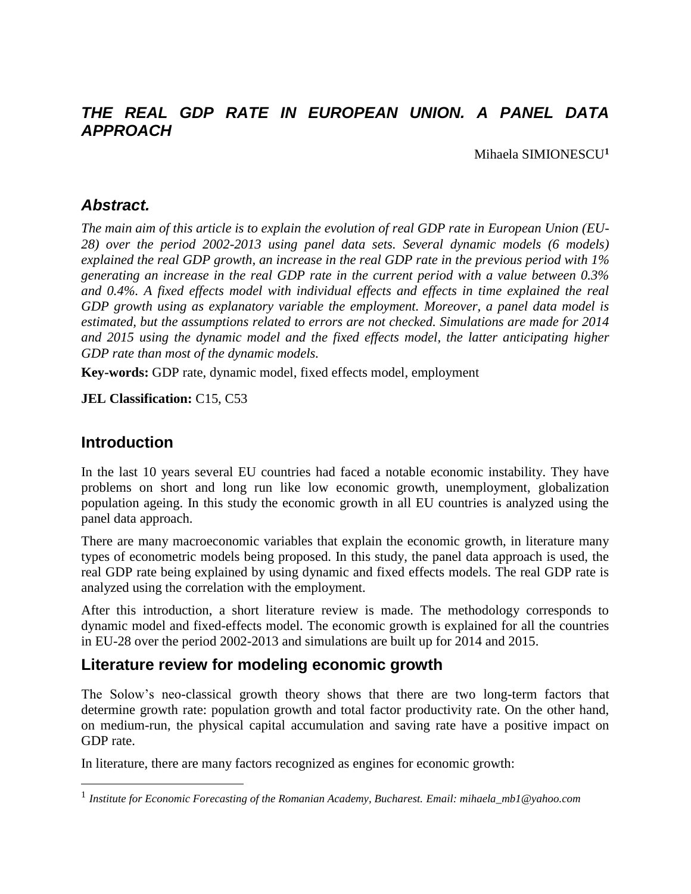# *THE REAL GDP RATE IN EUROPEAN UNION. A PANEL DATA APPROACH*

Mihaela SIMIONESCU[1]

## *Abstract.*

*The main aim of this article is to explain the evolution of real GDP rate in European Union (EU-28) over the period 2002-2013 using panel data sets. Several dynamic models (6 models) explained the real GDP growth, an increase in the real GDP rate in the previous period with 1% generating an increase in the real GDP rate in the current period with a value between 0.3% and 0.4%. A fixed effects model with individual effects and effects in time explained the real GDP growth using as explanatory variable the employment. Moreover, a panel data model is estimated, but the assumptions related to errors are not checked. Simulations are made for 2014 and 2015 using the dynamic model and the fixed effects model, the latter anticipating higher GDP rate than most of the dynamic models.*

**Key-words:** GDP rate, dynamic model, fixed effects model, employment

**JEL Classification:** C15, C53

## Introduction

In the last 10 years several EU countries had faced a notable economic instability. They have problems on short and long run like low economic growth, unemployment, globalization population ageing. In this study the economic growth in all EU countries is analyzed using the panel data approach.

There are many macroeconomic variables that explain the economic growth, in literature many types of econometric models being proposed. In this study, the panel data approach is used, the real GDP rate being explained by using dynamic and fixed effects models. The real GDP rate is analyzed using the correlation with the employment.

After this introduction, a short literature review is made. The methodology corresponds to dynamic model and fixed-effects model. The economic growth is explained for all the countries in EU-28 over the period 2002-2013 and simulations are built up for 2014 and 2015.

## Literature review for modeling economic growth

The Solow's neo-classical growth theory shows that there are two long-term factors that determine growth rate: population growth and total factor productivity rate. On the other hand, on medium-run, the physical capital accumulation and saving rate have a positive impact on GDP rate.

In literature, there are many factors recognized as engines for economic growth:

[1] *Institute for Economic Forecasting of the Romanian Academy, Bucharest. Email: mihaela_mb1@yahoo.com*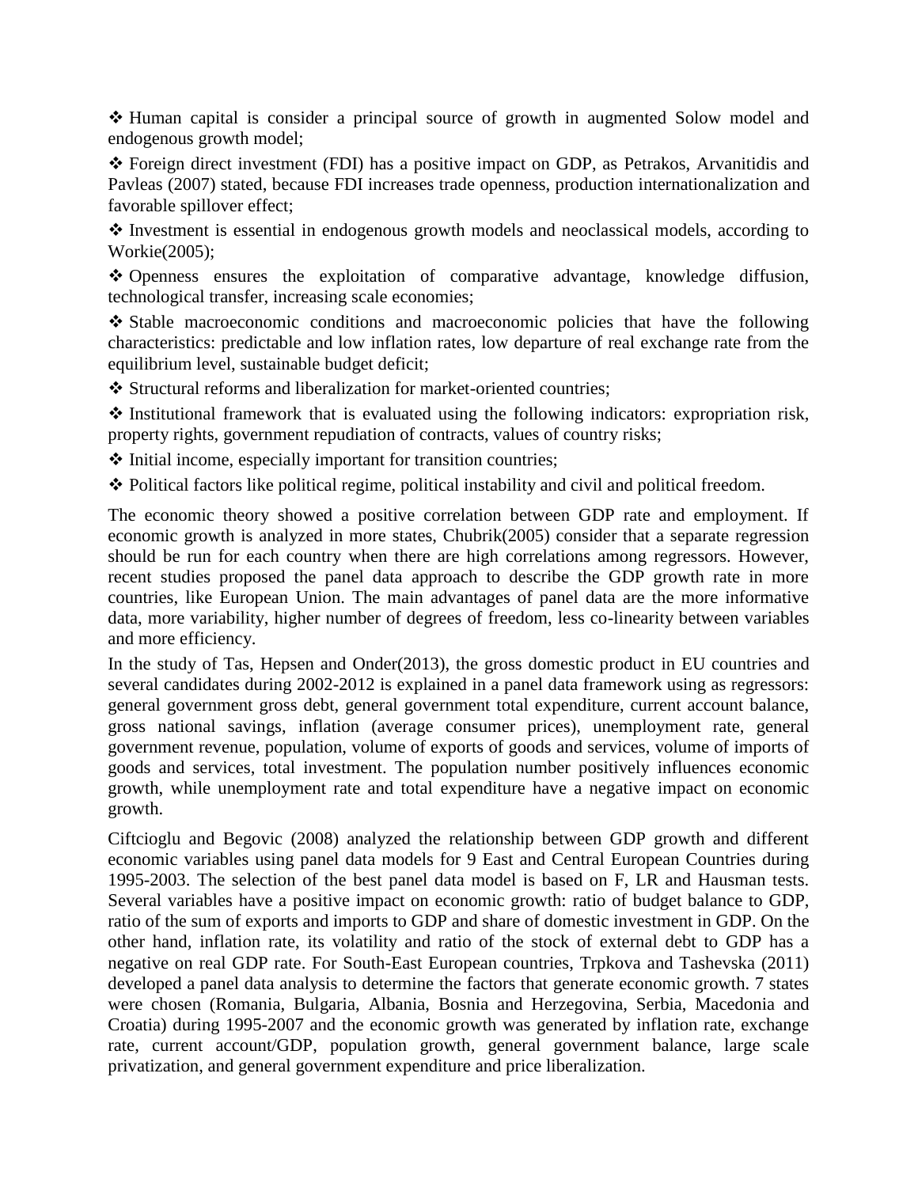- ❖ Human capital is consider a principal source of growth in augmented Solow model and endogenous growth model;
- ❖ Foreign direct investment (FDI) has a positive impact on GDP, as Petrakos, Arvanitidis and Pavleas (2007) stated, because FDI increases trade openness, production internationalization and favorable spillover effect;
- ❖ Investment is essential in endogenous growth models and neoclassical models, according to Workie(2005);
- ❖ Openness ensures the exploitation of comparative advantage, knowledge diffusion, technological transfer, increasing scale economies;
- ❖ Stable macroeconomic conditions and macroeconomic policies that have the following characteristics: predictable and low inflation rates, low departure of real exchange rate from the equilibrium level, sustainable budget deficit;
- ❖ Structural reforms and liberalization for market-oriented countries;
- ❖ Institutional framework that is evaluated using the following indicators: expropriation risk, property rights, government repudiation of contracts, values of country risks;
- ❖ Initial income, especially important for transition countries;
- ❖ Political factors like political regime, political instability and civil and political freedom.

The economic theory showed a positive correlation between GDP rate and employment. If economic growth is analyzed in more states, Chubrik(2005) consider that a separate regression should be run for each country when there are high correlations among regressors. However, recent studies proposed the panel data approach to describe the GDP growth rate in more countries, like European Union. The main advantages of panel data are the more informative data, more variability, higher number of degrees of freedom, less co-linearity between variables and more efficiency.

In the study of Tas, Hepsen and Onder(2013), the gross domestic product in EU countries and several candidates during 2002-2012 is explained in a panel data framework using as regressors: general government gross debt, general government total expenditure, current account balance, gross national savings, inflation (average consumer prices), unemployment rate, general government revenue, population, volume of exports of goods and services, volume of imports of goods and services, total investment. The population number positively influences economic growth, while unemployment rate and total expenditure have a negative impact on economic growth.

Ciftcioglu and Begovic (2008) analyzed the relationship between GDP growth and different economic variables using panel data models for 9 East and Central European Countries during 1995-2003. The selection of the best panel data model is based on F, LR and Hausman tests. Several variables have a positive impact on economic growth: ratio of budget balance to GDP, ratio of the sum of exports and imports to GDP and share of domestic investment in GDP. On the other hand, inflation rate, its volatility and ratio of the stock of external debt to GDP has a negative on real GDP rate. For South-East European countries, Trpkova and Tashevska (2011) developed a panel data analysis to determine the factors that generate economic growth. 7 states were chosen (Romania, Bulgaria, Albania, Bosnia and Herzegovina, Serbia, Macedonia and Croatia) during 1995-2007 and the economic growth was generated by inflation rate, exchange rate, current account/GDP, population growth, general government balance, large scale privatization, and general government expenditure and price liberalization.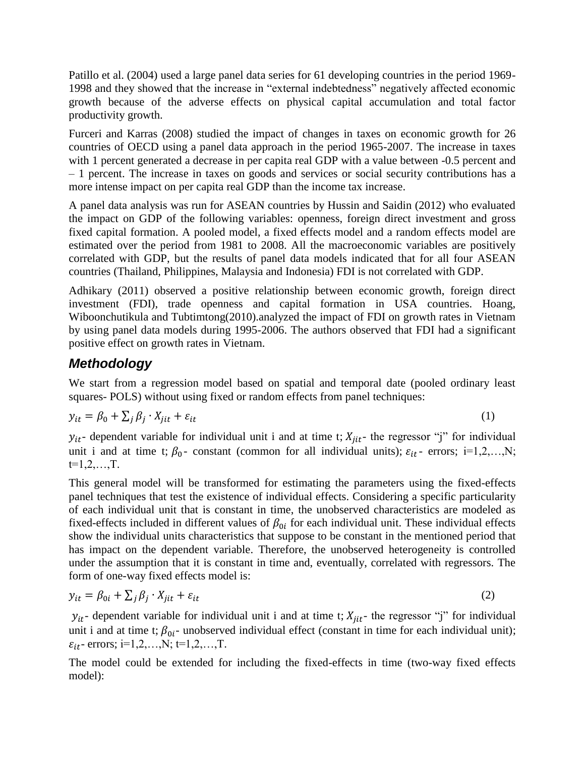Patillo et al. (2004) used a large panel data series for 61 developing countries in the period 1969-1998 and they showed that the increase in "external indebtedness" negatively affected economic growth because of the adverse effects on physical capital accumulation and total factor productivity growth.

Furceri and Karras (2008) studied the impact of changes in taxes on economic growth for 26 countries of OECD using a panel data approach in the period 1965-2007. The increase in taxes with 1 percent generated a decrease in per capita real GDP with a value between -0.5 percent and – 1 percent. The increase in taxes on goods and services or social security contributions has a more intense impact on per capita real GDP than the income tax increase.

A panel data analysis was run for ASEAN countries by Hussin and Saidin (2012) who evaluated the impact on GDP of the following variables: openness, foreign direct investment and gross fixed capital formation. A pooled model, a fixed effects model and a random effects model are estimated over the period from 1981 to 2008. All the macroeconomic variables are positively correlated with GDP, but the results of panel data models indicated that for all four ASEAN countries (Thailand, Philippines, Malaysia and Indonesia) FDI is not correlated with GDP.

Adhikary (2011) observed a positive relationship between economic growth, foreign direct investment (FDI), trade openness and capital formation in USA countries. Hoang, Wiboonchutikula and Tubtimtong(2010).analyzed the impact of FDI on growth rates in Vietnam by using panel data models during 1995-2006. The authors observed that FDI had a significant positive effect on growth rates in Vietnam.

## *Methodology*

We start from a regression model based on spatial and temporal date (pooled ordinary least squares- POLS) without using fixed or random effects from panel techniques:

$$y_{it} = \beta_0 + \sum_j \beta_j \cdot X_{jit} + \varepsilon_{it} \tag{1}$$

$y_{it}$- dependent variable for individual unit i and at time t; $X_{jit}$- the regressor "j" for individual unit i and at time t; $\beta_0$- constant (common for all individual units); $\varepsilon_{it}$- errors; i=1,2,…,N; t=1,2,…,T.

This general model will be transformed for estimating the parameters using the fixed-effects panel techniques that test the existence of individual effects. Considering a specific particularity of each individual unit that is constant in time, the unobserved characteristics are modeled as fixed-effects included in different values of $\beta_{0i}$ for each individual unit. These individual effects show the individual units characteristics that suppose to be constant in the mentioned period that has impact on the dependent variable. Therefore, the unobserved heterogeneity is controlled under the assumption that it is constant in time and, eventually, correlated with regressors. The form of one-way fixed effects model is:

$$y_{it} = \beta_{0i} + \sum_j \beta_j \cdot X_{jit} + \varepsilon_{it} \tag{2}$$

$y_{it}$- dependent variable for individual unit i and at time t; $X_{jit}$- the regressor "j" for individual unit i and at time t; $\beta_{0i}$- unobserved individual effect (constant in time for each individual unit); $\varepsilon_{it}$- errors; i=1,2,…,N; t=1,2,…,T.

The model could be extended for including the fixed-effects in time (two-way fixed effects model):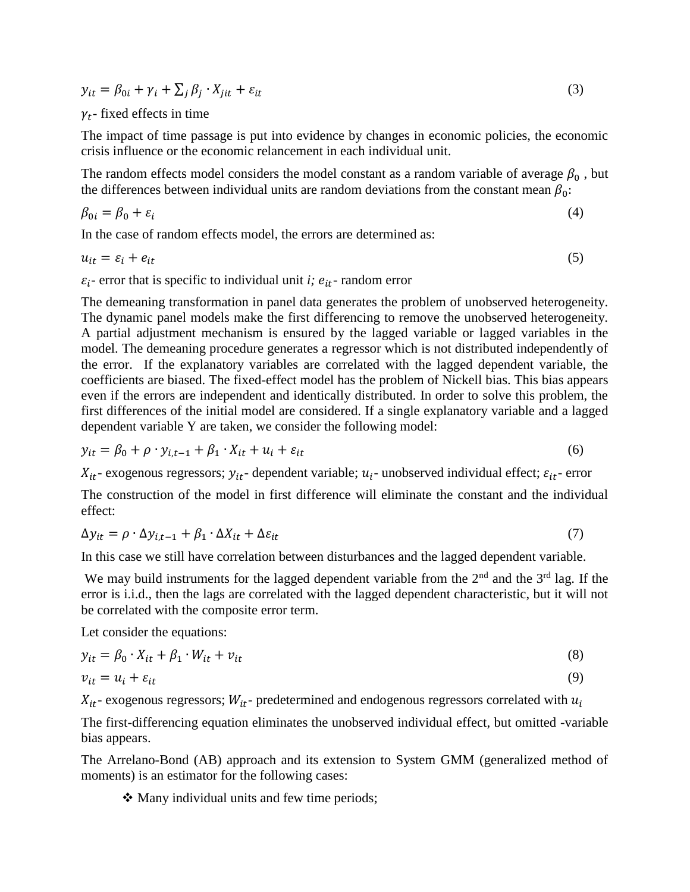$$y_{it} = \beta_{0i} + \gamma_i + \sum_j \beta_j \cdot X_{jit} + \varepsilon_{it} \tag{3}$$

$\gamma_t$- fixed effects in time

The impact of time passage is put into evidence by changes in economic policies, the economic crisis influence or the economic relancement in each individual unit.

The random effects model considers the model constant as a random variable of average $\beta_0$ , but the differences between individual units are random deviations from the constant mean $\beta_0$:

$$\beta_{0i} = \beta_0 + \varepsilon_i \tag{4}$$

In the case of random effects model, the errors are determined as:

$$u_{it} = \varepsilon_i + e_{it} \tag{5}$$

$\varepsilon_i$- error that is specific to individual unit *i;* $e_{it}$- random error

The demeaning transformation in panel data generates the problem of unobserved heterogeneity. The dynamic panel models make the first differencing to remove the unobserved heterogeneity. A partial adjustment mechanism is ensured by the lagged variable or lagged variables in the model. The demeaning procedure generates a regressor which is not distributed independently of the error. If the explanatory variables are correlated with the lagged dependent variable, the coefficients are biased. The fixed-effect model has the problem of Nickell bias. This bias appears even if the errors are independent and identically distributed. In order to solve this problem, the first differences of the initial model are considered. If a single explanatory variable and a lagged dependent variable Y are taken, we consider the following model:

$$y_{it} = \beta_0 + \rho \cdot y_{i,t-1} + \beta_1 \cdot X_{it} + u_i + \varepsilon_{it} \tag{6}$$

$X_{it}$- exogenous regressors; $y_{it}$- dependent variable; $u_i$- unobserved individual effect; $\varepsilon_{it}$- error

The construction of the model in first difference will eliminate the constant and the individual effect:

$$\Delta y_{it} = \rho \cdot \Delta y_{i,t-1} + \beta_1 \cdot \Delta X_{it} + \Delta \varepsilon_{it} \tag{7}$$

In this case we still have correlation between disturbances and the lagged dependent variable.

We may build instruments for the lagged dependent variable from the 2[nd] and the 3[rd] lag. If the error is i.i.d., then the lags are correlated with the lagged dependent characteristic, but it will not be correlated with the composite error term.

Let consider the equations:

$$y_{it} = \beta_0 \cdot X_{it} + \beta_1 \cdot W_{it} + v_{it} \tag{8}$$

$$v_{it} = u_i + \varepsilon_{it} \tag{9}$$

$X_{it}$- exogenous regressors; $W_{it}$- predetermined and endogenous regressors correlated with $u_i$

The first-differencing equation eliminates the unobserved individual effect, but omitted -variable bias appears.

The Arrelano-Bond (AB) approach and its extension to System GMM (generalized method of moments) is an estimator for the following cases:

- Many individual units and few time periods;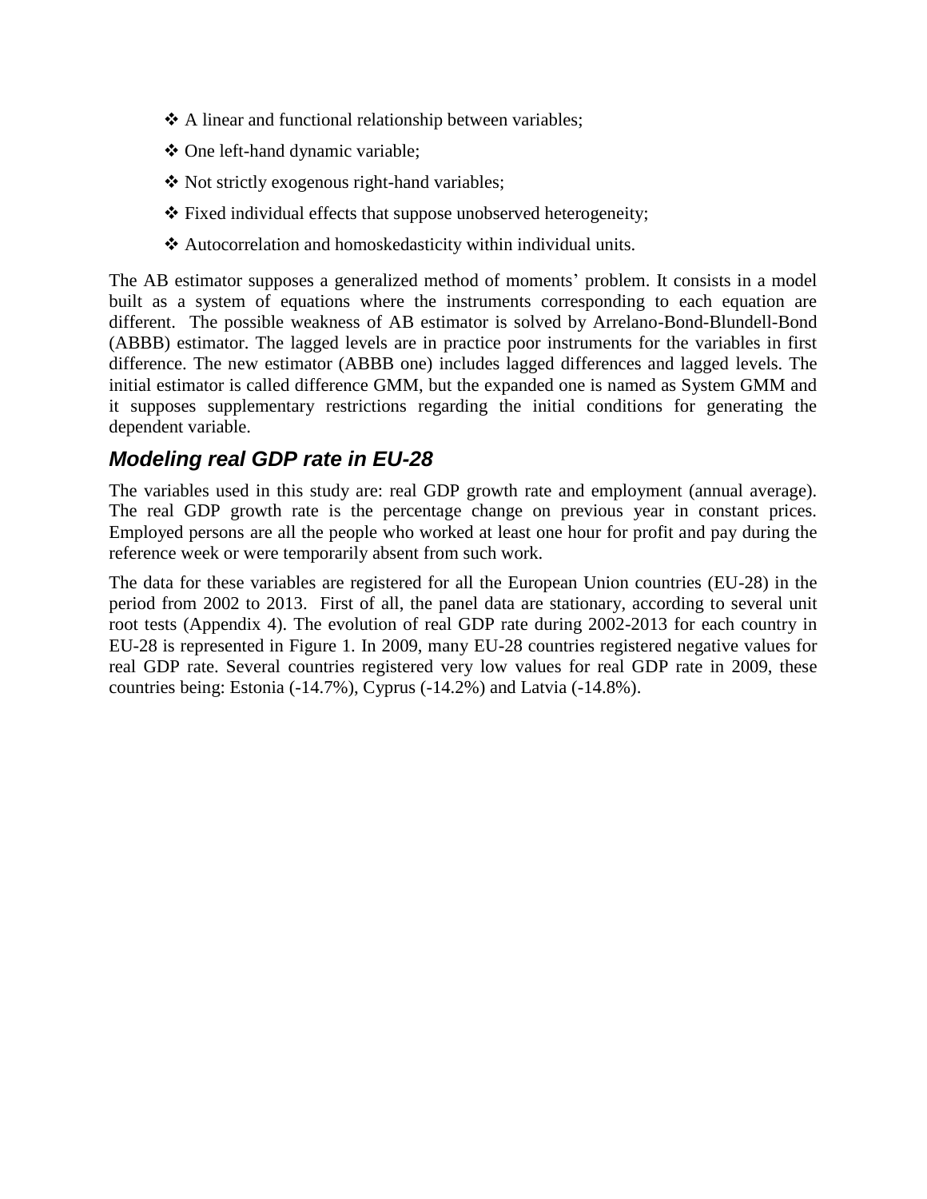- ❖ A linear and functional relationship between variables;
- ❖ One left-hand dynamic variable;
- ❖ Not strictly exogenous right-hand variables;
- ❖ Fixed individual effects that suppose unobserved heterogeneity;
- ❖ Autocorrelation and homoskedasticity within individual units.

The AB estimator supposes a generalized method of moments' problem. It consists in a model built as a system of equations where the instruments corresponding to each equation are different. The possible weakness of AB estimator is solved by Arrelano-Bond-Blundell-Bond (ABBB) estimator. The lagged levels are in practice poor instruments for the variables in first difference. The new estimator (ABBB one) includes lagged differences and lagged levels. The initial estimator is called difference GMM, but the expanded one is named as System GMM and it supposes supplementary restrictions regarding the initial conditions for generating the dependent variable.

## *Modeling real GDP rate in EU-28*

The variables used in this study are: real GDP growth rate and employment (annual average). The real GDP growth rate is the percentage change on previous year in constant prices. Employed persons are all the people who worked at least one hour for profit and pay during the reference week or were temporarily absent from such work.

The data for these variables are registered for all the European Union countries (EU-28) in the period from 2002 to 2013. First of all, the panel data are stationary, according to several unit root tests (Appendix 4). The evolution of real GDP rate during 2002-2013 for each country in EU-28 is represented in Figure 1. In 2009, many EU-28 countries registered negative values for real GDP rate. Several countries registered very low values for real GDP rate in 2009, these countries being: Estonia (-14.7%), Cyprus (-14.2%) and Latvia (-14.8%).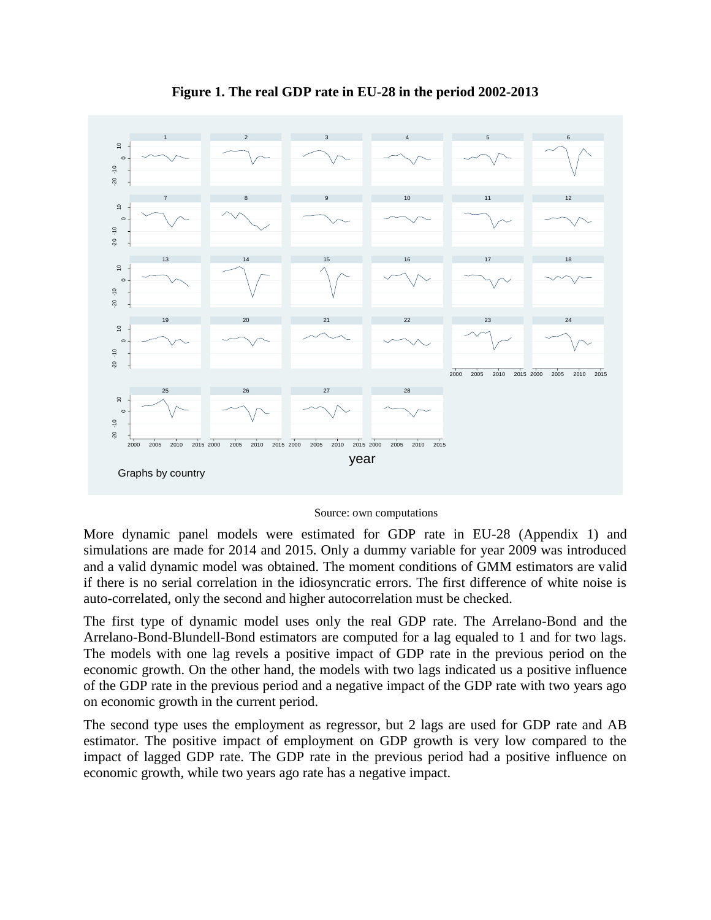**Figure 1. The real GDP rate in EU-28 in the period 2002-2013**

Source: own computations

More dynamic panel models were estimated for GDP rate in EU-28 (Appendix 1) and simulations are made for 2014 and 2015. Only a dummy variable for year 2009 was introduced and a valid dynamic model was obtained. The moment conditions of GMM estimators are valid if there is no serial correlation in the idiosyncratic errors. The first difference of white noise is auto-correlated, only the second and higher autocorrelation must be checked.

The first type of dynamic model uses only the real GDP rate. The Arrelano-Bond and the Arrelano-Bond-Blundell-Bond estimators are computed for a lag equaled to 1 and for two lags. The models with one lag revels a positive impact of GDP rate in the previous period on the economic growth. On the other hand, the models with two lags indicated us a positive influence of the GDP rate in the previous period and a negative impact of the GDP rate with two years ago on economic growth in the current period.

The second type uses the employment as regressor, but 2 lags are used for GDP rate and AB estimator. The positive impact of employment on GDP growth is very low compared to the impact of lagged GDP rate. The GDP rate in the previous period had a positive influence on economic growth, while two years ago rate has a negative impact.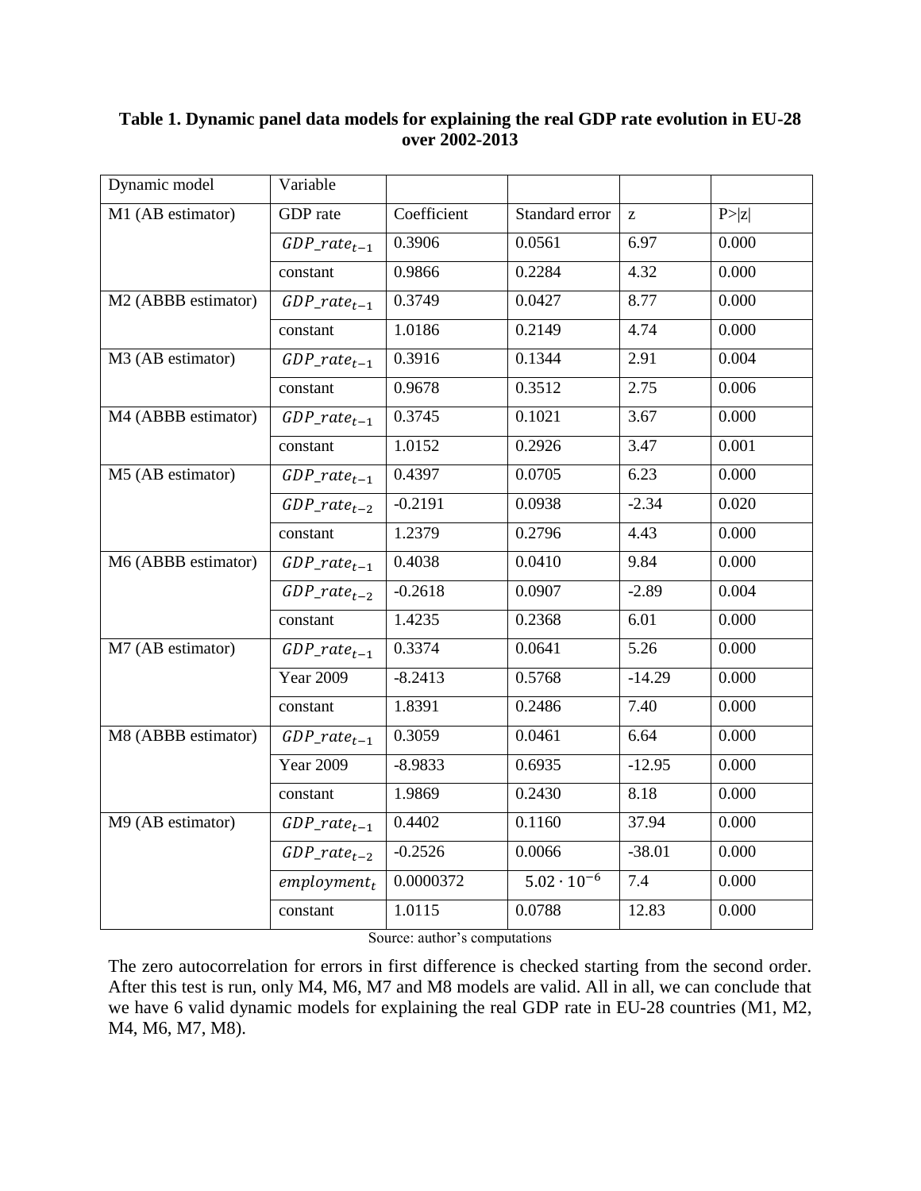**Table 1. Dynamic panel data models for explaining the real GDP rate evolution in EU-28 over 2002-2013**

| Dynamic model | Variable | | | | |
|---|---|---|---|---|---|
| M1 (AB estimator) | GDP rate | Coefficient | Standard error | z | P>\|z\| |
| | $GDP\_rate_{t-1}$ | 0.3906 | 0.0561 | 6.97 | 0.000 |
| | constant | 0.9866 | 0.2284 | 4.32 | 0.000 |
| M2 (ABBB estimator) | $GDP\_rate_{t-1}$ | 0.3749 | 0.0427 | 8.77 | 0.000 |
| | constant | 1.0186 | 0.2149 | 4.74 | 0.000 |
| M3 (AB estimator) | $GDP\_rate_{t-1}$ | 0.3916 | 0.1344 | 2.91 | 0.004 |
| | constant | 0.9678 | 0.3512 | 2.75 | 0.006 |
| M4 (ABBB estimator) | $GDP\_rate_{t-1}$ | 0.3745 | 0.1021 | 3.67 | 0.000 |
| | constant | 1.0152 | 0.2926 | 3.47 | 0.001 |
| M5 (AB estimator) | $GDP\_rate_{t-1}$ | 0.4397 | 0.0705 | 6.23 | 0.000 |
| | $GDP\_rate_{t-2}$ | -0.2191 | 0.0938 | -2.34 | 0.020 |
| | constant | 1.2379 | 0.2796 | 4.43 | 0.000 |
| M6 (ABBB estimator) | $GDP\_rate_{t-1}$ | 0.4038 | 0.0410 | 9.84 | 0.000 |
| | $GDP\_rate_{t-2}$ | -0.2618 | 0.0907 | -2.89 | 0.004 |
| | constant | 1.4235 | 0.2368 | 6.01 | 0.000 |
| M7 (AB estimator) | $GDP\_rate_{t-1}$ | 0.3374 | 0.0641 | 5.26 | 0.000 |
| | Year 2009 | -8.2413 | 0.5768 | -14.29 | 0.000 |
| | constant | 1.8391 | 0.2486 | 7.40 | 0.000 |
| M8 (ABBB estimator) | $GDP\_rate_{t-1}$ | 0.3059 | 0.0461 | 6.64 | 0.000 |
| | Year 2009 | -8.9833 | 0.6935 | -12.95 | 0.000 |
| | constant | 1.9869 | 0.2430 | 8.18 | 0.000 |
| M9 (AB estimator) | $GDP\_rate_{t-1}$ | 0.4402 | 0.1160 | 37.94 | 0.000 |
| | $GDP\_rate_{t-2}$ | -0.2526 | 0.0066 | -38.01 | 0.000 |
| | $employment_t$ | 0.0000372 | $5.02 \cdot 10^{-6}$ | 7.4 | 0.000 |
| | constant | 1.0115 | 0.0788 | 12.83 | 0.000 |

Source: author's computations

The zero autocorrelation for errors in first difference is checked starting from the second order. After this test is run, only M4, M6, M7 and M8 models are valid. All in all, we can conclude that we have 6 valid dynamic models for explaining the real GDP rate in EU-28 countries (M1, M2, M4, M6, M7, M8).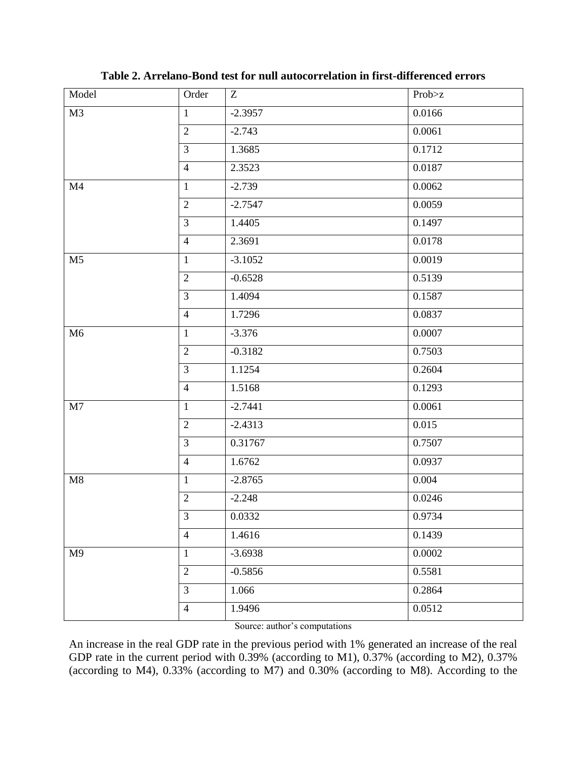**Table 2. Arrelano-Bond test for null autocorrelation in first-differenced errors**

| Model | Order | Z | Prob>z |
|---|---|---|---|
| M3 | 1 | -2.3957 | 0.0166 |
| | 2 | -2.743 | 0.0061 |
| | 3 | 1.3685 | 0.1712 |
| | 4 | 2.3523 | 0.0187 |
| M4 | 1 | -2.739 | 0.0062 |
| | 2 | -2.7547 | 0.0059 |
| | 3 | 1.4405 | 0.1497 |
| | 4 | 2.3691 | 0.0178 |
| M5 | 1 | -3.1052 | 0.0019 |
| | 2 | -0.6528 | 0.5139 |
| | 3 | 1.4094 | 0.1587 |
| | 4 | 1.7296 | 0.0837 |
| M6 | 1 | -3.376 | 0.0007 |
| | 2 | -0.3182 | 0.7503 |
| | 3 | 1.1254 | 0.2604 |
| | 4 | 1.5168 | 0.1293 |
| M7 | 1 | -2.7441 | 0.0061 |
| | 2 | -2.4313 | 0.015 |
| | 3 | 0.31767 | 0.7507 |
| | 4 | 1.6762 | 0.0937 |
| M8 | 1 | -2.8765 | 0.004 |
| | 2 | -2.248 | 0.0246 |
| | 3 | 0.0332 | 0.9734 |
| | 4 | 1.4616 | 0.1439 |
| M9 | 1 | -3.6938 | 0.0002 |
| | 2 | -0.5856 | 0.5581 |
| | 3 | 1.066 | 0.2864 |
| | 4 | 1.9496 | 0.0512 |

Source: author's computations

An increase in the real GDP rate in the previous period with 1% generated an increase of the real GDP rate in the current period with 0.39% (according to M1), 0.37% (according to M2), 0.37% (according to M4), 0.33% (according to M7) and 0.30% (according to M8). According to the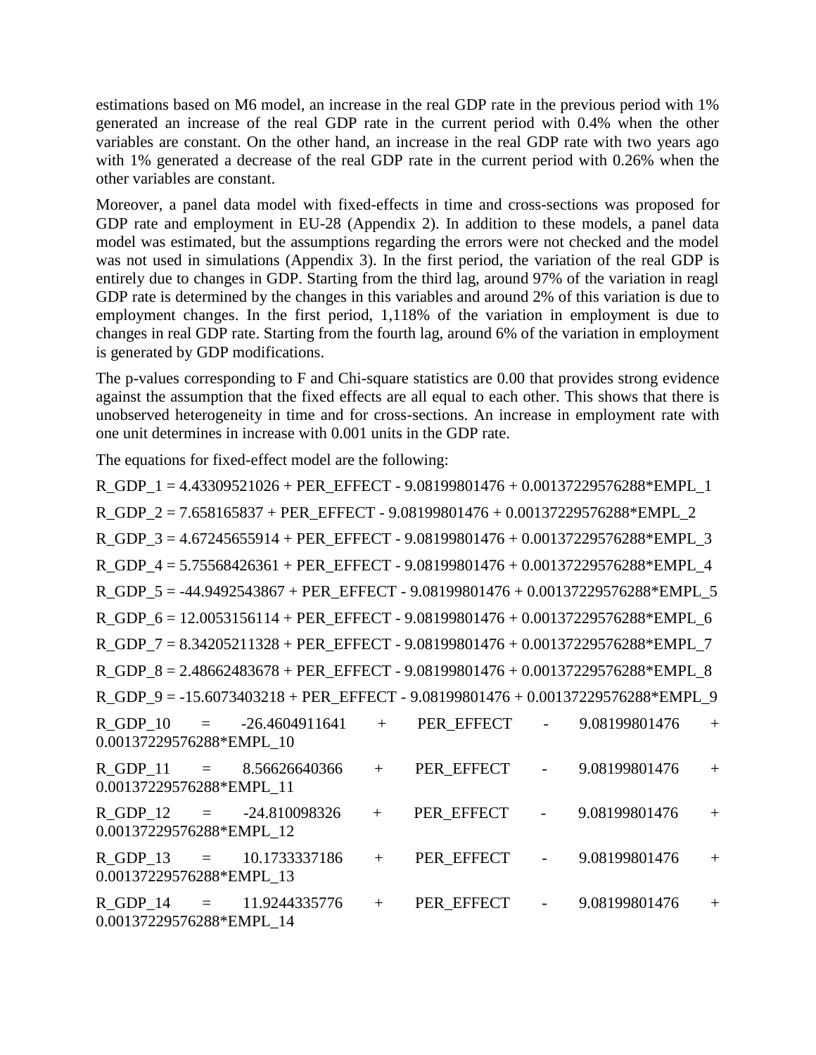estimations based on M6 model, an increase in the real GDP rate in the previous period with 1% generated an increase of the real GDP rate in the current period with 0.4% when the other variables are constant. On the other hand, an increase in the real GDP rate with two years ago with 1% generated a decrease of the real GDP rate in the current period with 0.26% when the other variables are constant.

Moreover, a panel data model with fixed-effects in time and cross-sections was proposed for GDP rate and employment in EU-28 (Appendix 2). In addition to these models, a panel data model was estimated, but the assumptions regarding the errors were not checked and the model was not used in simulations (Appendix 3). In the first period, the variation of the real GDP is entirely due to changes in GDP. Starting from the third lag, around 97% of the variation in reagl GDP rate is determined by the changes in this variables and around 2% of this variation is due to employment changes. In the first period, 1,118% of the variation in employment is due to changes in real GDP rate. Starting from the fourth lag, around 6% of the variation in employment is generated by GDP modifications.

The p-values corresponding to F and Chi-square statistics are 0.00 that provides strong evidence against the assumption that the fixed effects are all equal to each other. This shows that there is unobserved heterogeneity in time and for cross-sections. An increase in employment rate with one unit determines in increase with 0.001 units in the GDP rate.

The equations for fixed-effect model are the following:

R_GDP_1 = 4.43309521026 + PER_EFFECT - 9.08199801476 + 0.00137229576288*EMPL_1

R_GDP_2 = 7.658165837 + PER_EFFECT - 9.08199801476 + 0.00137229576288*EMPL_2

R_GDP_3 = 4.67245655914 + PER_EFFECT - 9.08199801476 + 0.00137229576288*EMPL_3

R_GDP_4 = 5.75568426361 + PER_EFFECT - 9.08199801476 + 0.00137229576288*EMPL_4

R_GDP_5 = -44.9492543867 + PER_EFFECT - 9.08199801476 + 0.00137229576288*EMPL_5

R_GDP_6 = 12.0053156114 + PER_EFFECT - 9.08199801476 + 0.00137229576288*EMPL_6

R_GDP_7 = 8.34205211328 + PER_EFFECT - 9.08199801476 + 0.00137229576288*EMPL_7

R_GDP_8 = 2.48662483678 + PER_EFFECT - 9.08199801476 + 0.00137229576288*EMPL_8

R_GDP_9 = -15.6073403218 + PER_EFFECT - 9.08199801476 + 0.00137229576288*EMPL_9

R_GDP_10 = -26.4604911641 + PER_EFFECT - 9.08199801476 + 0.00137229576288*EMPL_10

R_GDP_11 = 8.56626640366 + PER_EFFECT - 9.08199801476 + 0.00137229576288*EMPL_11

R_GDP_12 = -24.810098326 + PER_EFFECT - 9.08199801476 + 0.00137229576288*EMPL_12

R_GDP_13 = 10.1733337186 + PER_EFFECT - 9.08199801476 + 0.00137229576288*EMPL_13

R_GDP_14 = 11.9244335776 + PER_EFFECT - 9.08199801476 + 0.00137229576288*EMPL_14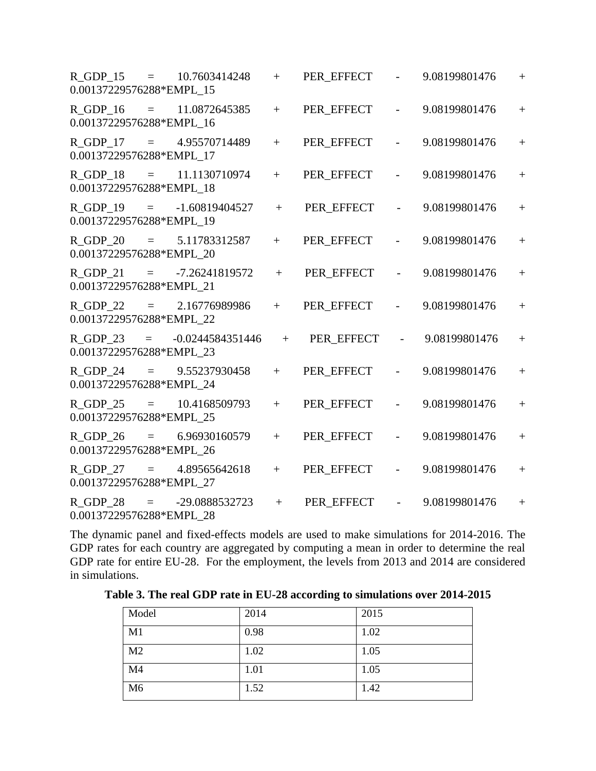R_GDP_15 = 10.7603414248 + PER_EFFECT - 9.08199801476 + 0.00137229576288*EMPL_15

R_GDP_16 = 11.0872645385 + PER_EFFECT - 9.08199801476 + 0.00137229576288*EMPL_16

R_GDP_17 = 4.95570714489 + PER_EFFECT - 9.08199801476 + 0.00137229576288*EMPL_17

R_GDP_18 = 11.1130710974 + PER_EFFECT - 9.08199801476 + 0.00137229576288*EMPL_18

R_GDP_19 = -1.60819404527 + PER_EFFECT - 9.08199801476 + 0.00137229576288*EMPL_19

R_GDP_20 = 5.11783312587 + PER_EFFECT - 9.08199801476 + 0.00137229576288*EMPL_20

R_GDP_21 = -7.26241819572 + PER_EFFECT - 9.08199801476 + 0.00137229576288*EMPL_21

R_GDP_22 = 2.16776989986 + PER_EFFECT - 9.08199801476 + 0.00137229576288*EMPL_22

R_GDP_23 = -0.0244584351446 + PER_EFFECT - 9.08199801476 + 0.00137229576288*EMPL_23

R_GDP_24 = 9.55237930458 + PER_EFFECT - 9.08199801476 + 0.00137229576288*EMPL_24

R_GDP_25 = 10.4168509793 + PER_EFFECT - 9.08199801476 + 0.00137229576288*EMPL_25

R_GDP_26 = 6.96930160579 + PER_EFFECT - 9.08199801476 + 0.00137229576288*EMPL_26

R_GDP_27 = 4.89565642618 + PER_EFFECT - 9.08199801476 + 0.00137229576288*EMPL_27

R_GDP_28 = -29.0888532723 + PER_EFFECT - 9.08199801476 + 0.00137229576288*EMPL_28

The dynamic panel and fixed-effects models are used to make simulations for 2014-2016. The GDP rates for each country are aggregated by computing a mean in order to determine the real GDP rate for entire EU-28. For the employment, the levels from 2013 and 2014 are considered in simulations.

**Table 3. The real GDP rate in EU-28 according to simulations over 2014-2015**

| Model | 2014 | 2015 |
| --- | --- | --- |
| M1 | 0.98 | 1.02 |
| M2 | 1.02 | 1.05 |
| M4 | 1.01 | 1.05 |
| M6 | 1.52 | 1.42 |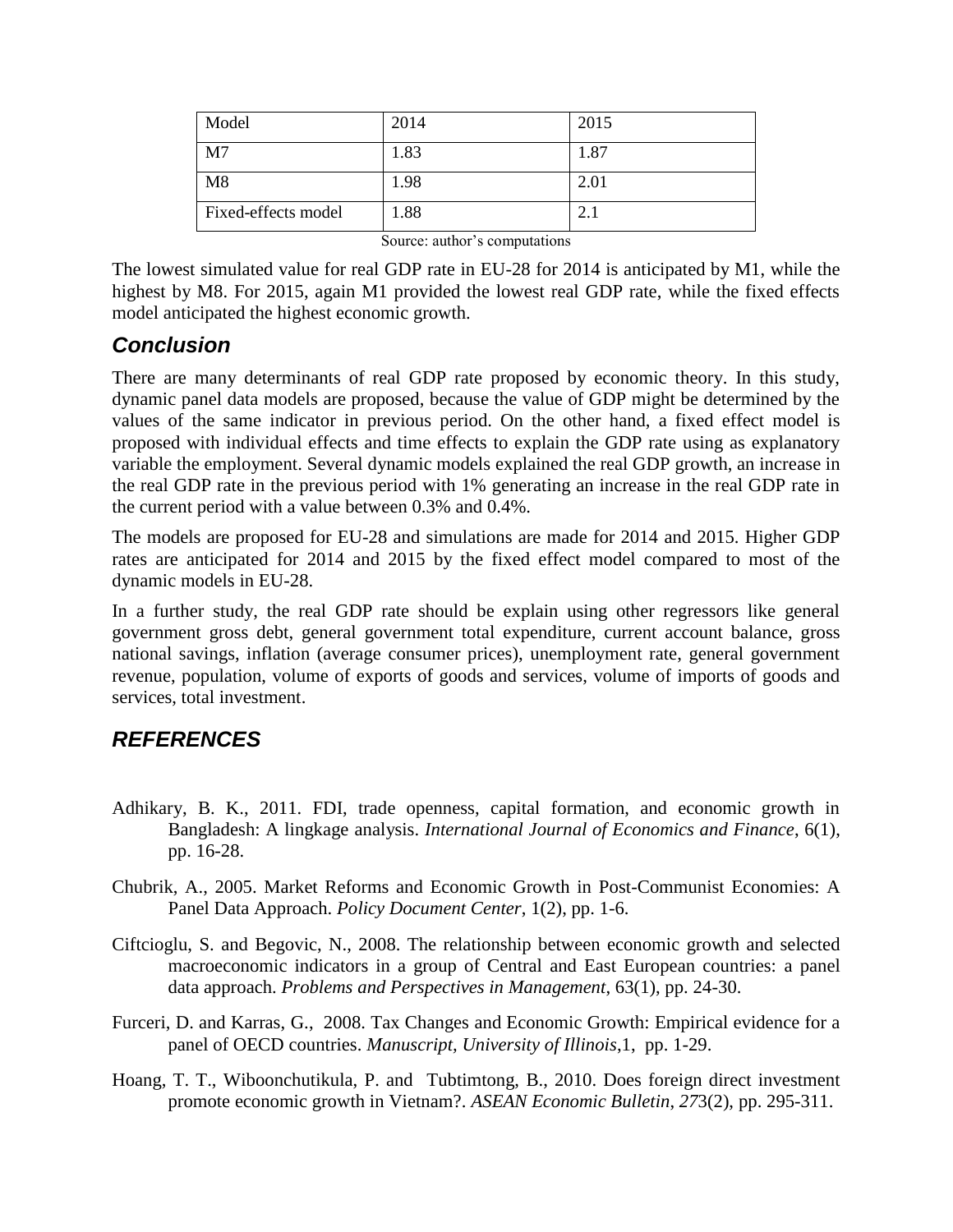| Model | 2014 | 2015 |
|---|---|---|
| M7 | 1.83 | 1.87 |
| M8 | 1.98 | 2.01 |
| Fixed-effects model | 1.88 | 2.1 |

Source: author's computations

The lowest simulated value for real GDP rate in EU-28 for 2014 is anticipated by M1, while the highest by M8. For 2015, again M1 provided the lowest real GDP rate, while the fixed effects model anticipated the highest economic growth.

## *Conclusion*

There are many determinants of real GDP rate proposed by economic theory. In this study, dynamic panel data models are proposed, because the value of GDP might be determined by the values of the same indicator in previous period. On the other hand, a fixed effect model is proposed with individual effects and time effects to explain the GDP rate using as explanatory variable the employment. Several dynamic models explained the real GDP growth, an increase in the real GDP rate in the previous period with 1% generating an increase in the real GDP rate in the current period with a value between 0.3% and 0.4%.

The models are proposed for EU-28 and simulations are made for 2014 and 2015. Higher GDP rates are anticipated for 2014 and 2015 by the fixed effect model compared to most of the dynamic models in EU-28.

In a further study, the real GDP rate should be explain using other regressors like general government gross debt, general government total expenditure, current account balance, gross national savings, inflation (average consumer prices), unemployment rate, general government revenue, population, volume of exports of goods and services, volume of imports of goods and services, total investment.

## *REFERENCES*

Adhikary, B. K., 2011. FDI, trade openness, capital formation, and economic growth in Bangladesh: A lingkage analysis. *International Journal of Economics and Finance*, 6(1), pp. 16-28.

Chubrik, A., 2005. Market Reforms and Economic Growth in Post-Communist Economies: A Panel Data Approach. *Policy Document Center*, 1(2), pp. 1-6.

Ciftcioglu, S. and Begovic, N., 2008. The relationship between economic growth and selected macroeconomic indicators in a group of Central and East European countries: a panel data approach. *Problems and Perspectives in Management*, 63(1), pp. 24-30.

Furceri, D. and Karras, G., 2008. Tax Changes and Economic Growth: Empirical evidence for a panel of OECD countries. *Manuscript, University of Illinois*,1, pp. 1-29.

Hoang, T. T., Wiboonchutikula, P. and Tubtimtong, B., 2010. Does foreign direct investment promote economic growth in Vietnam?. *ASEAN Economic Bulletin*, *27*3(2), pp. 295-311.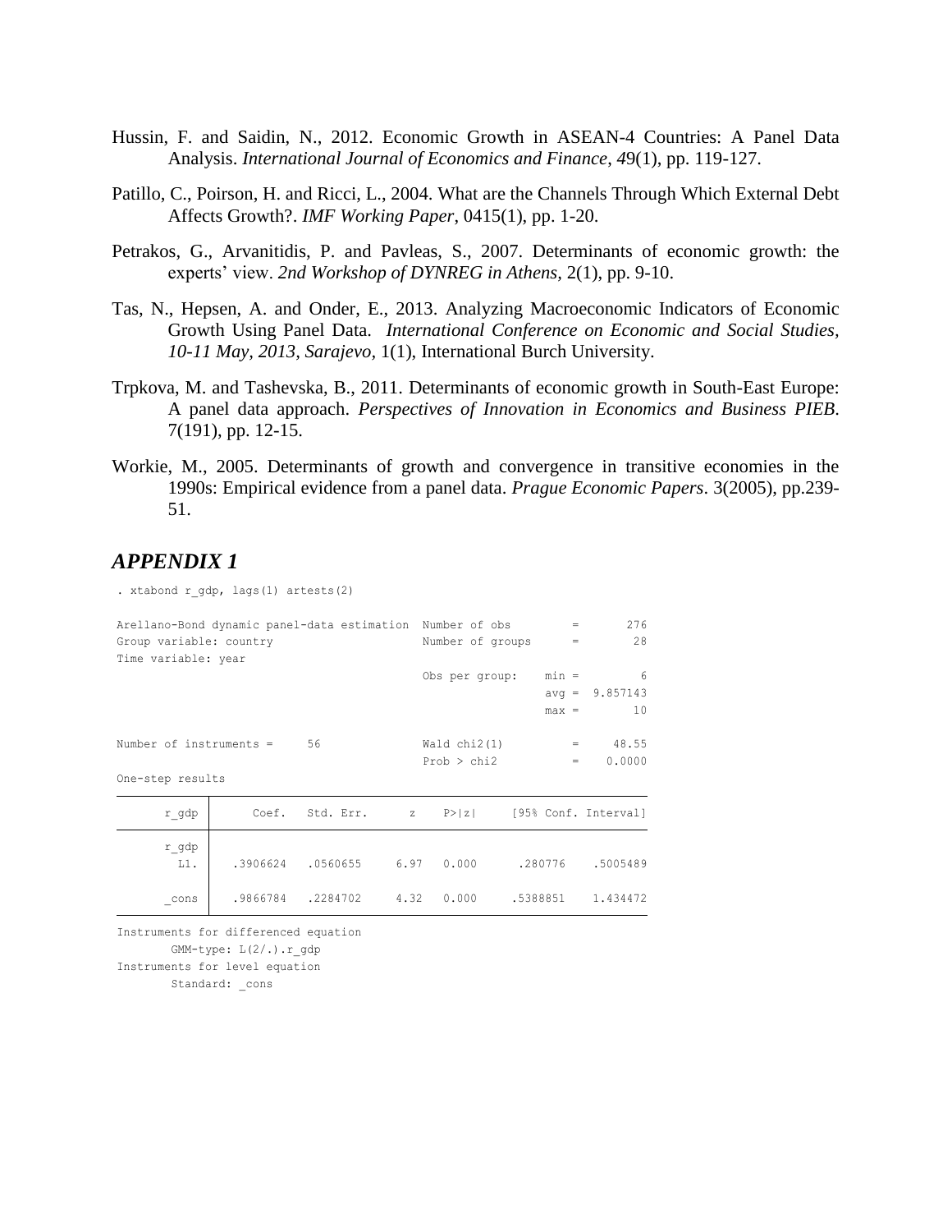Hussin, F. and Saidin, N., 2012. Economic Growth in ASEAN-4 Countries: A Panel Data Analysis. *International Journal of Economics and Finance, 4*9(1), pp. 119-127.

Patillo, C., Poirson, H. and Ricci, L., 2004. What are the Channels Through Which External Debt Affects Growth?. *IMF Working Paper*, 0415(1), pp. 1-20.

Petrakos, G., Arvanitidis, P. and Pavleas, S., 2007. Determinants of economic growth: the experts' view. *2nd Workshop of DYNREG in Athens*, 2(1), pp. 9-10.

Tas, N., Hepsen, A. and Onder, E., 2013. Analyzing Macroeconomic Indicators of Economic Growth Using Panel Data. *International Conference on Economic and Social Studies, 10-11 May, 2013, Sarajevo*, 1(1), International Burch University.

Trpkova, M. and Tashevska, B., 2011. Determinants of economic growth in South-East Europe: A panel data approach. *Perspectives of Innovation in Economics and Business PIEB*. 7(191), pp. 12-15.

Workie, M., 2005. Determinants of growth and convergence in transitive economies in the 1990s: Empirical evidence from a panel data. *Prague Economic Papers*. 3(2005), pp.239-51.

## *APPENDIX 1*

```
. xtabond r_gdp, lags(1) artests(2)

Arellano-Bond dynamic panel-data estimation  Number of obs         =       276
Group variable: country                      Number of groups      =        28
Time variable: year
                                             Obs per group:    min =         6
                                                               avg =  9.857143
                                                               max =        10

Number of instruments =     56               Wald chi2(1)          =     48.55
                                             Prob > chi2           =    0.0000
One-step results
------------------------------------------------------------------------------
       r_gdp |      Coef.   Std. Err.      z    P>|z|     [95% Conf. Interval]
-------------+----------------------------------------------------------------
       r_gdp |
         L1. |   .3906624   .0560655     6.97   0.000      .280776    .5005489
             |
       _cons |   .9866784   .2284702     4.32   0.000     .5388851    1.434472
------------------------------------------------------------------------------
Instruments for differenced equation
        GMM-type: L(2/.).r_gdp
Instruments for level equation
        Standard: _cons
```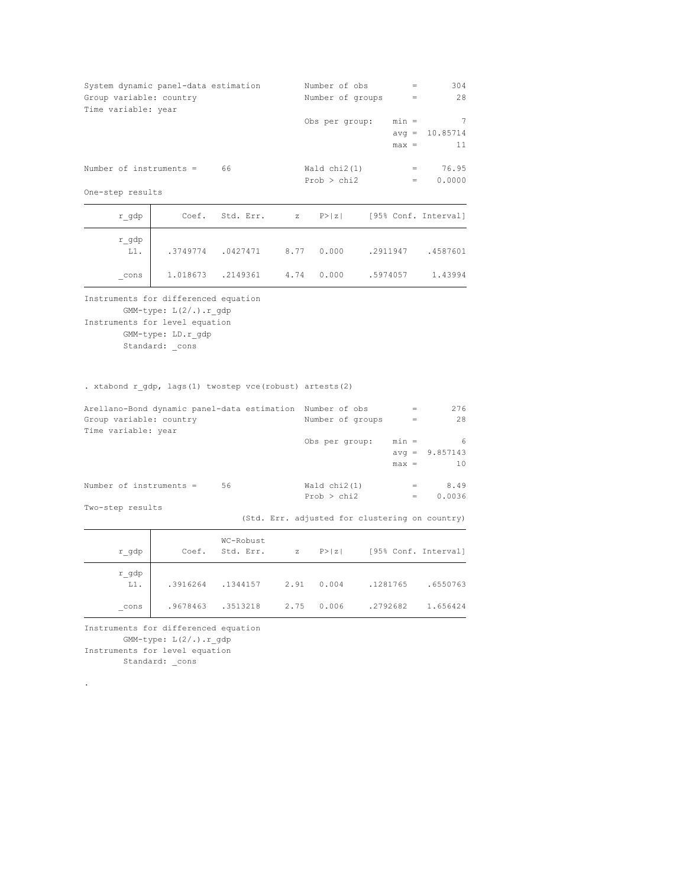```
System dynamic panel-data estimation         Number of obs         =       304
Group variable: country                      Number of groups      =        28
Time variable: year
                                             Obs per group:    min =         7
                                                               avg =  10.85714
                                                               max =        11

Number of instruments =     66               Wald chi2(1)          =     76.95
                                             Prob > chi2           =    0.0000
One-step results
```

| r_gdp | Coef. | Std. Err. | z | P>\|z\| | [95% Conf. | Interval] |
|---|---|---|---|---|---|---|
| r_gdp | | | | | | |
| L1. | .3749774 | .0427471 | 8.77 | 0.000 | .2911947 | .4587601 |
| _cons | 1.018673 | .2149361 | 4.74 | 0.000 | .5974057 | 1.43994 |

```
Instruments for differenced equation
        GMM-type: L(2/.).r_gdp
Instruments for level equation
        GMM-type: LD.r_gdp
        Standard: _cons
```

```
. xtabond r_gdp, lags(1) twostep vce(robust) artests(2)

Arellano-Bond dynamic panel-data estimation  Number of obs         =       276
Group variable: country                      Number of groups      =        28
Time variable: year
                                             Obs per group:    min =         6
                                                               avg =  9.857143
                                                               max =        10

Number of instruments =     56               Wald chi2(1)          =      8.49
                                             Prob > chi2           =    0.0036
Two-step results
                                 (Std. Err. adjusted for clustering on country)
```

| r_gdp | Coef. | WC-Robust Std. Err. | z | P>\|z\| | [95% Conf. | Interval] |
|---|---|---|---|---|---|---|
| r_gdp | | | | | | |
| L1. | .3916264 | .1344157 | 2.91 | 0.004 | .1281765 | .6550763 |
| _cons | .9678463 | .3513218 | 2.75 | 0.006 | .2792682 | 1.656424 |

```
Instruments for differenced equation
        GMM-type: L(2/.).r_gdp
Instruments for level equation
        Standard: _cons

.
```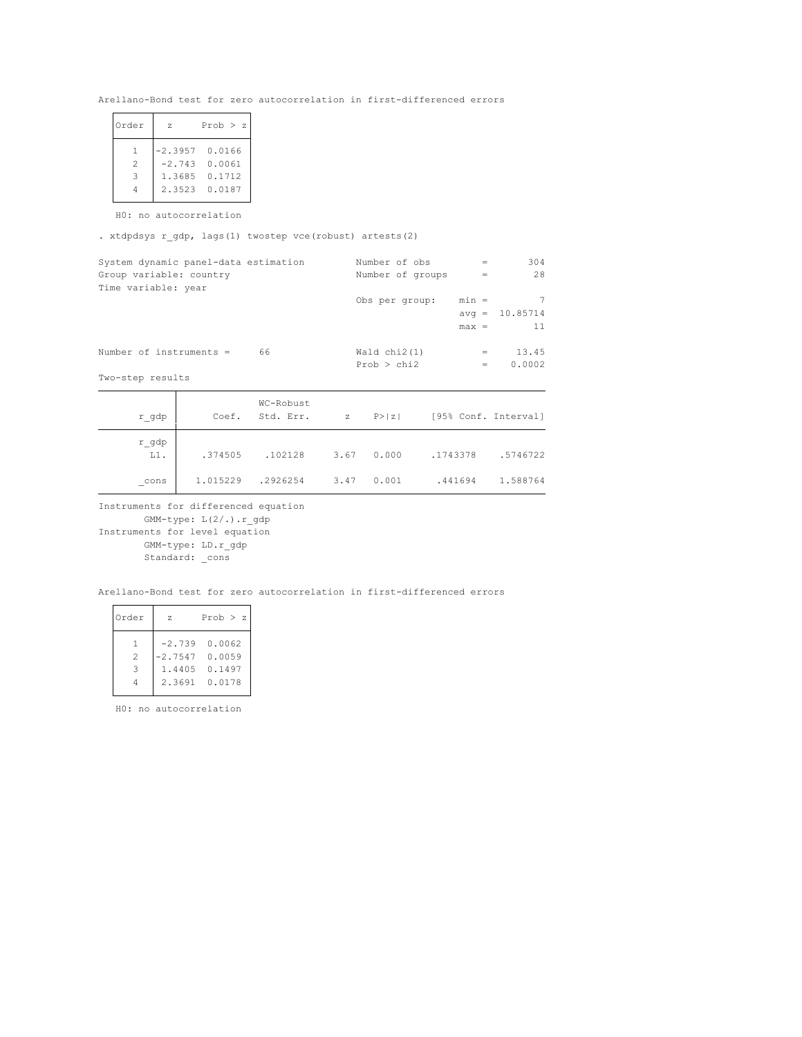Arellano-Bond test for zero autocorrelation in first-differenced errors

| Order | z | Prob > z |
|---|---|---|
| 1 | -2.3957 | 0.0166 |
| 2 | -2.743 | 0.0061 |
| 3 | 1.3685 | 0.1712 |
| 4 | 2.3523 | 0.0187 |

H0: no autocorrelation

```
. xtdpdsys r_gdp, lags(1) twostep vce(robust) artests(2)
```

```
System dynamic panel-data estimation         Number of obs         =       304
Group variable: country                      Number of groups      =        28
Time variable: year
                                             Obs per group:    min =         7
                                                               avg =  10.85714
                                                               max =        11

Number of instruments =     66               Wald chi2(1)          =     13.45
                                             Prob > chi2           =    0.0002
Two-step results
```

| r_gdp | Coef. | WC-Robust Std. Err. | z | P>\|z\| | [95% Conf. Interval] | |
|---|---|---|---|---|---|---|
| r_gdp L1. | .374505 | .102128 | 3.67 | 0.000 | .1743378 | .5746722 |
| _cons | 1.015229 | .2926254 | 3.47 | 0.001 | .441694 | 1.588764 |

Instruments for differenced equation
GMM-type: L(2/.).r_gdp
Instruments for level equation
GMM-type: LD.r_gdp
Standard: _cons

Arellano-Bond test for zero autocorrelation in first-differenced errors

| Order | z | Prob > z |
|---|---|---|
| 1 | -2.739 | 0.0062 |
| 2 | -2.7547 | 0.0059 |
| 3 | 1.4405 | 0.1497 |
| 4 | 2.3691 | 0.0178 |

H0: no autocorrelation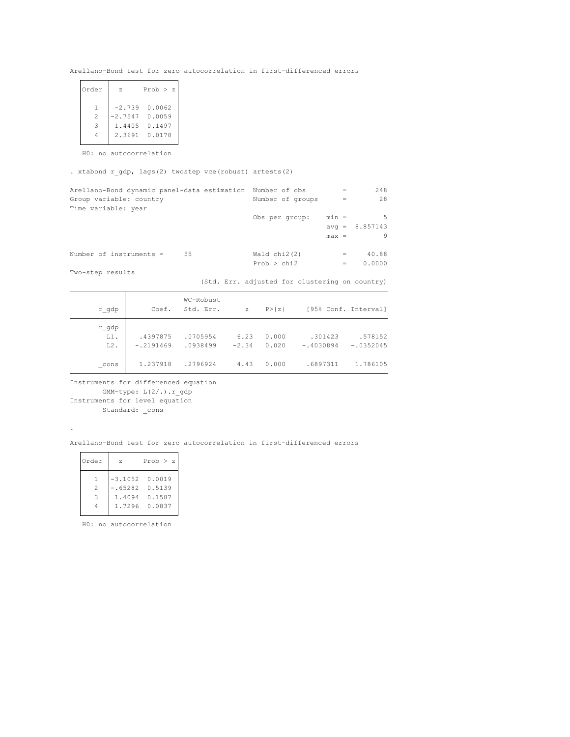Arellano-Bond test for zero autocorrelation in first-differenced errors

| Order | z | Prob > z |
|---|---|---|
| 1 | -2.739 | 0.0062 |
| 2 | -2.7547 | 0.0059 |
| 3 | 1.4405 | 0.1497 |
| 4 | 2.3691 | 0.0178 |

H0: no autocorrelation

```
. xtabond r_gdp, lags(2) twostep vce(robust) artests(2)

Arellano-Bond dynamic panel-data estimation  Number of obs         =       248
Group variable: country                      Number of groups      =        28
Time variable: year
                                             Obs per group:    min =         5
                                                               avg =  8.857143
                                                               max =         9

Number of instruments =     55               Wald chi2(2)          =     40.88
                                             Prob > chi2           =    0.0000
Two-step results
                                   (Std. Err. adjusted for clustering on country)
```

| r_gdp | Coef. | WC-Robust Std. Err. | z | P>\|z\| | [95% Conf. Interval] | |
|---|---|---|---|---|---|---|
| r_gdp | | | | | | |
| L1. | .4397875 | .0705954 | 6.23 | 0.000 | .301423 | .578152 |
| L2. | -.2191469 | .0938499 | -2.34 | 0.020 | -.4030894 | -.0352045 |
| _cons | 1.237918 | .2796924 | 4.43 | 0.000 | .6897311 | 1.786105 |

```
Instruments for differenced equation
        GMM-type: L(2/.).r_gdp
Instruments for level equation
        Standard: _cons

.
```

Arellano-Bond test for zero autocorrelation in first-differenced errors

| Order | z | Prob > z |
|---|---|---|
| 1 | -3.1052 | 0.0019 |
| 2 | -.65282 | 0.5139 |
| 3 | 1.4094 | 0.1587 |
| 4 | 1.7296 | 0.0837 |

H0: no autocorrelation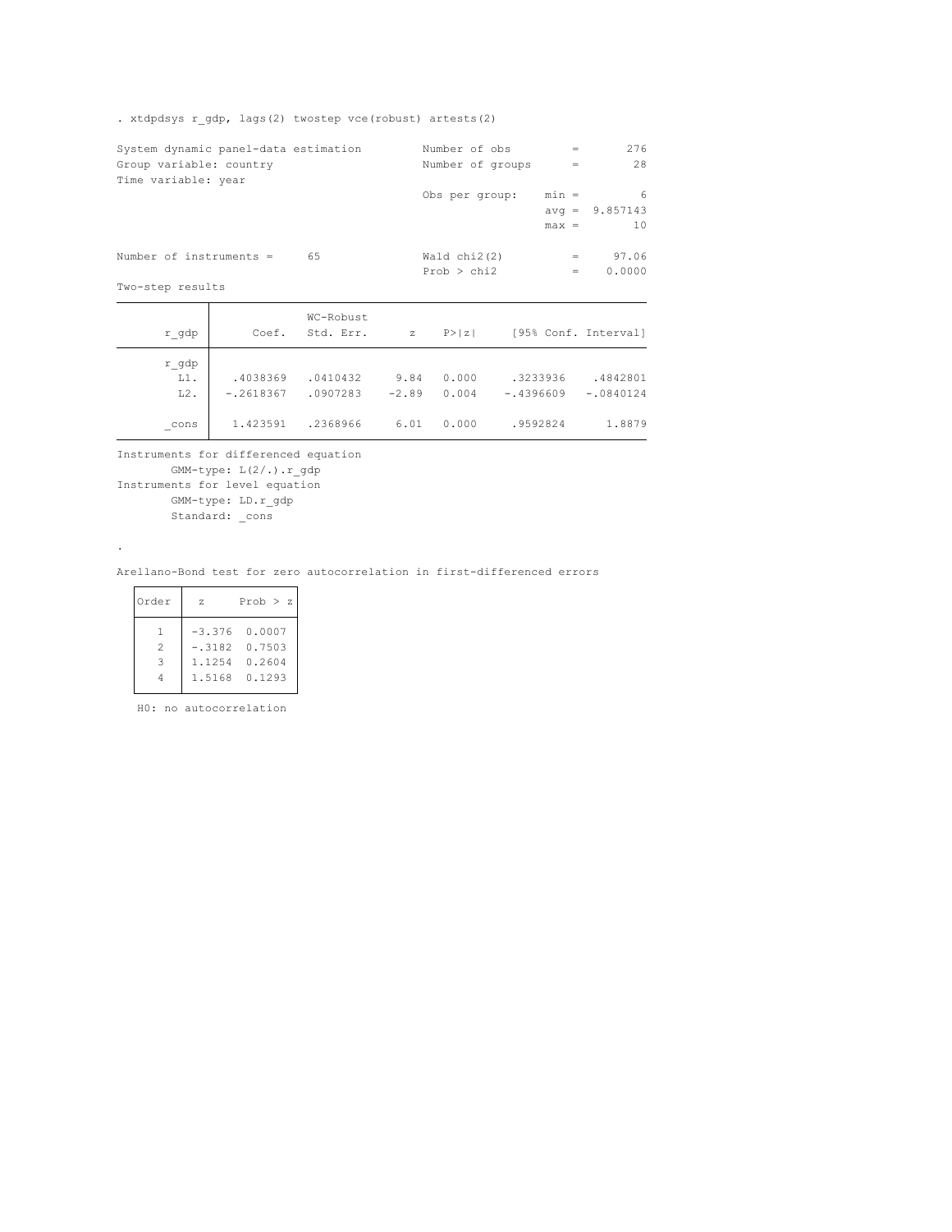```
. xtdpdsys r_gdp, lags(2) twostep vce(robust) artests(2)

System dynamic panel-data estimation         Number of obs         =        276
Group variable: country                      Number of groups      =         28
Time variable: year
                                             Obs per group:    min =          6
                                                               avg =   9.857143
                                                               max =         10

Number of instruments =     65               Wald chi2(2)          =      97.06
                                             Prob > chi2           =     0.0000
Two-step results
```

| r_gdp | Coef. | WC-Robust Std. Err. | z | P>\|z\| | [95% Conf. Interval] | |
|---|---|---|---|---|---|---|
| r_gdp | | | | | | |
| L1. | .4038369 | .0410432 | 9.84 | 0.000 | .3233936 | .4842801 |
| L2. | -.2618367 | .0907283 | -2.89 | 0.004 | -.4396609 | -.0840124 |
| _cons | 1.423591 | .2368966 | 6.01 | 0.000 | .9592824 | 1.8879 |

```
Instruments for differenced equation
        GMM-type: L(2/.).r_gdp
Instruments for level equation
        GMM-type: LD.r_gdp
        Standard: _cons

.

Arellano-Bond test for zero autocorrelation in first-differenced errors
```

| Order | z | Prob > z |
|---|---|---|
| 1 | -3.376 | 0.0007 |
| 2 | -.3182 | 0.7503 |
| 3 | 1.1254 | 0.2604 |
| 4 | 1.5168 | 0.1293 |

H0: no autocorrelation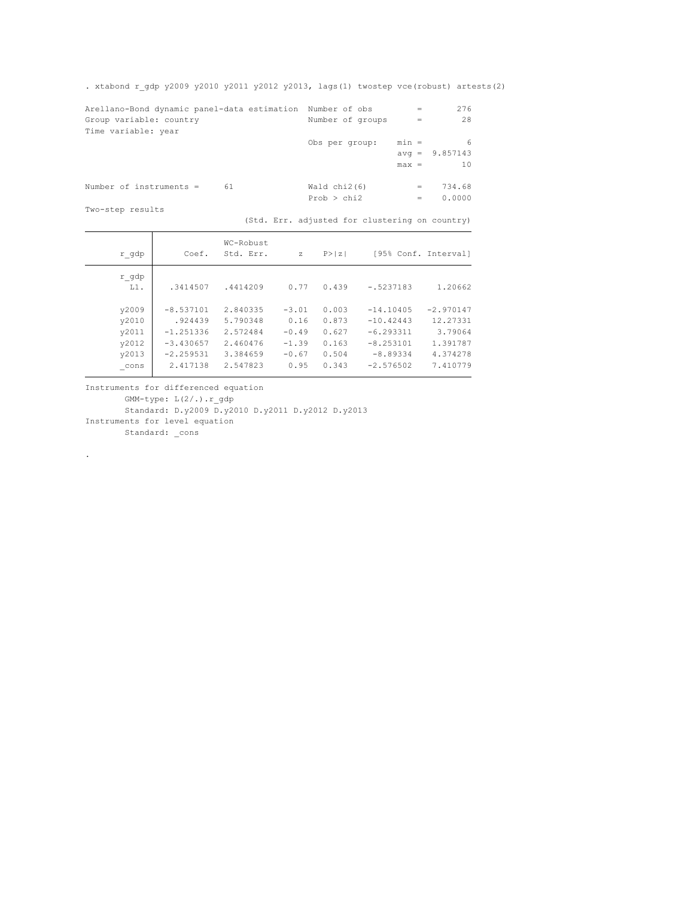```
. xtabond r_gdp y2009 y2010 y2011 y2012 y2013, lags(1) twostep vce(robust) artests(2)

Arellano-Bond dynamic panel-data estimation  Number of obs         =       276
Group variable: country                      Number of groups      =        28
Time variable: year
                                             Obs per group:    min =         6
                                                               avg =  9.857143
                                                               max =        10

Number of instruments =     61               Wald chi2(6)          =    734.68
                                             Prob > chi2           =    0.0000
Two-step results
                                 (Std. Err. adjusted for clustering on country)
```

| r_gdp | Coef. | WC-Robust Std. Err. | z | P>\|z\| | [95% Conf. | Interval] |
|---|---|---|---|---|---|---|
| r_gdp | | | | | | |
| L1. | .3414507 | .4414209 | 0.77 | 0.439 | -.5237183 | 1.20662 |
| y2009 | -8.537101 | 2.840335 | -3.01 | 0.003 | -14.10405 | -2.970147 |
| y2010 | .924439 | 5.790348 | 0.16 | 0.873 | -10.42443 | 12.27331 |
| y2011 | -1.251336 | 2.572484 | -0.49 | 0.627 | -6.293311 | 3.79064 |
| y2012 | -3.430657 | 2.460476 | -1.39 | 0.163 | -8.253101 | 1.391787 |
| y2013 | -2.259531 | 3.384659 | -0.67 | 0.504 | -8.89334 | 4.374278 |
| _cons | 2.417138 | 2.547823 | 0.95 | 0.343 | -2.576502 | 7.410779 |

```
Instruments for differenced equation
        GMM-type: L(2/.).r_gdp
        Standard: D.y2009 D.y2010 D.y2011 D.y2012 D.y2013
Instruments for level equation
        Standard: _cons

.
```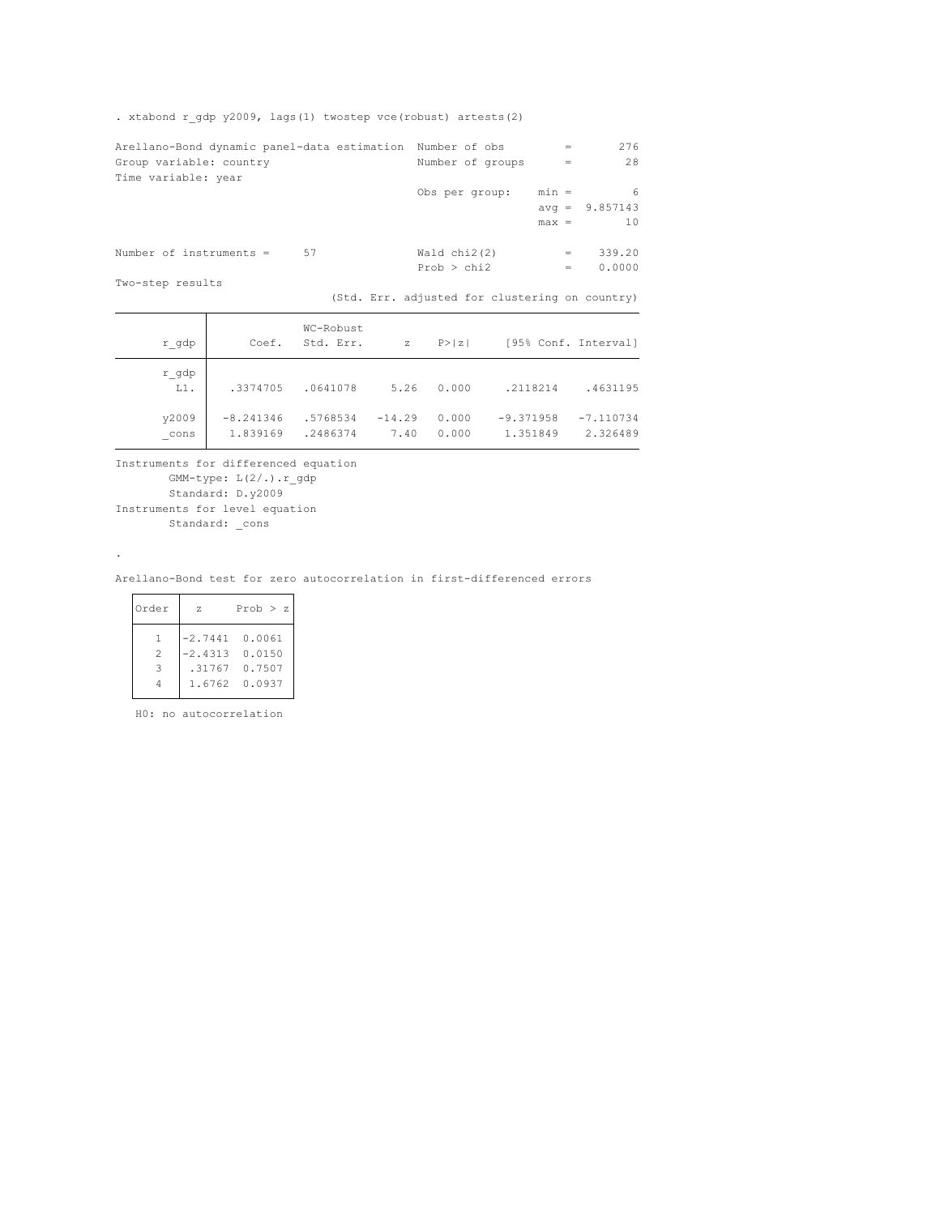```
. xtabond r_gdp y2009, lags(1) twostep vce(robust) artests(2)

Arellano-Bond dynamic panel-data estimation  Number of obs         =       276
Group variable: country                      Number of groups      =        28
Time variable: year
                                             Obs per group:    min =         6
                                                               avg =  9.857143
                                                               max =        10

Number of instruments =     57               Wald chi2(2)          =    339.20
                                             Prob > chi2           =    0.0000
Two-step results
                              (Std. Err. adjusted for clustering on country)
------------------------------------------------------------------------------
             |              WC-Robust
       r_gdp |      Coef.   Std. Err.      z    P>|z|     [95% Conf. Interval]
-------------+----------------------------------------------------------------
       r_gdp |
         L1. |   .3374705   .0641078     5.26   0.000     .2118214    .4631195
             |
       y2009 |  -8.241346   .5768534   -14.29   0.000    -9.371958   -7.110734
       _cons |   1.839169   .2486374     7.40   0.000     1.351849    2.326489
------------------------------------------------------------------------------
Instruments for differenced equation
        GMM-type: L(2/.).r_gdp
        Standard: D.y2009
Instruments for level equation
        Standard: _cons

.

Arellano-Bond test for zero autocorrelation in first-differenced errors

  +-----------------------+
  |Order |  z     Prob > z|
  |------+----------------|
  |   1  |-2.7441  0.0061 |
  |   2  |-2.4313  0.0150 |
  |   3  | .31767  0.7507 |
  |   4  | 1.6762  0.0937 |
  +-----------------------+
   H0: no autocorrelation
```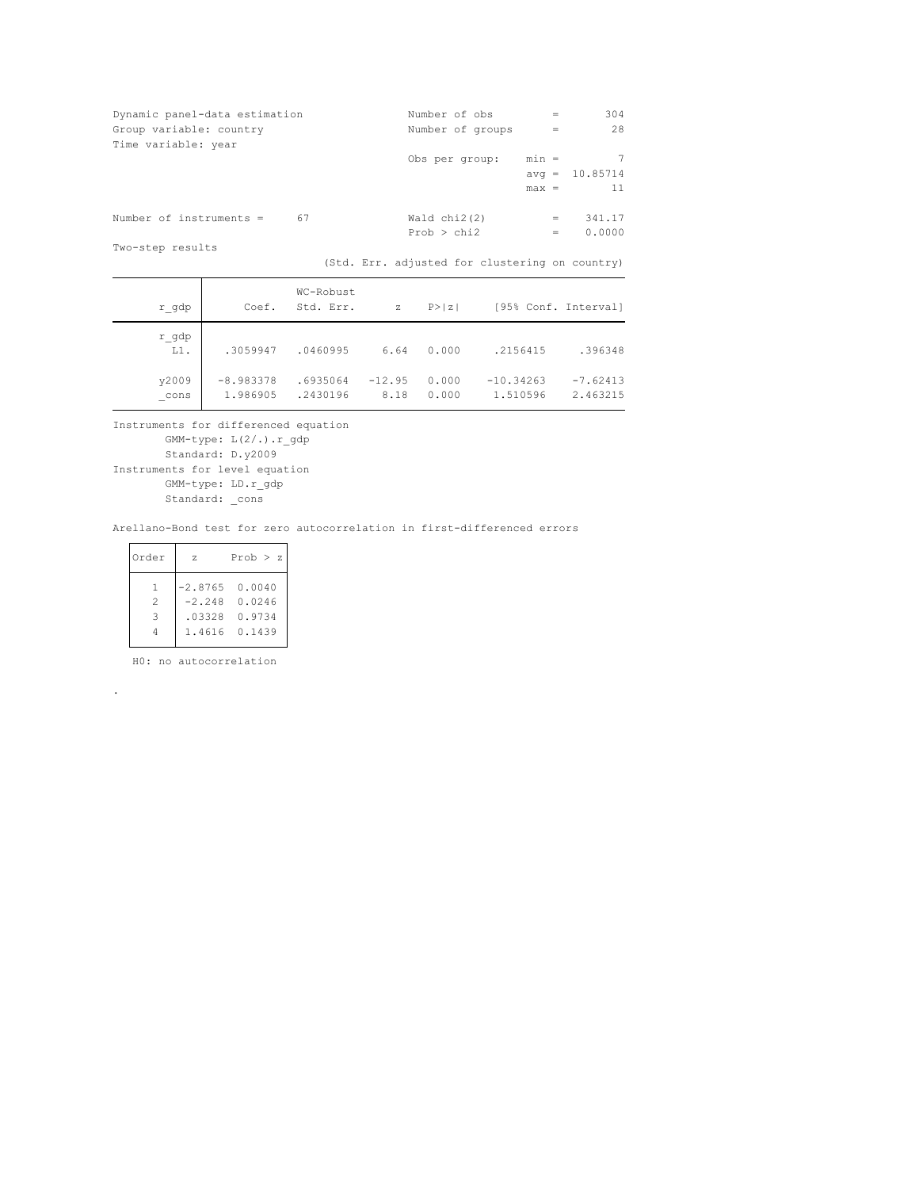```
Dynamic panel-data estimation                 Number of obs         =       304
Group variable: country                       Number of groups      =        28
Time variable: year
                                              Obs per group:    min =         7
                                                                avg =  10.85714
                                                                max =        11

Number of instruments =     67                Wald chi2(2)          =    341.17
                                              Prob > chi2           =    0.0000
Two-step results
                                 (Std. Err. adjusted for clustering on country)
```

| r_gdp | Coef. | WC-Robust Std. Err. | z | P>\|z\| | [95% Conf. Interval] | |
|---|---|---|---|---|---|---|
| r_gdp | | | | | | |
| L1. | .3059947 | .0460995 | 6.64 | 0.000 | .2156415 | .396348 |
| y2009 | -8.983378 | .6935064 | -12.95 | 0.000 | -10.34263 | -7.62413 |
| _cons | 1.986905 | .2430196 | 8.18 | 0.000 | 1.510596 | 2.463215 |

```
Instruments for differenced equation
        GMM-type: L(2/.).r_gdp
        Standard: D.y2009
Instruments for level equation
        GMM-type: LD.r_gdp
        Standard: _cons
```

Arellano-Bond test for zero autocorrelation in first-differenced errors

| Order | z | Prob > z |
|---|---|---|
| 1 | -2.8765 | 0.0040 |
| 2 | -2.248 | 0.0246 |
| 3 | .03328 | 0.9734 |
| 4 | 1.4616 | 0.1439 |

H0: no autocorrelation

.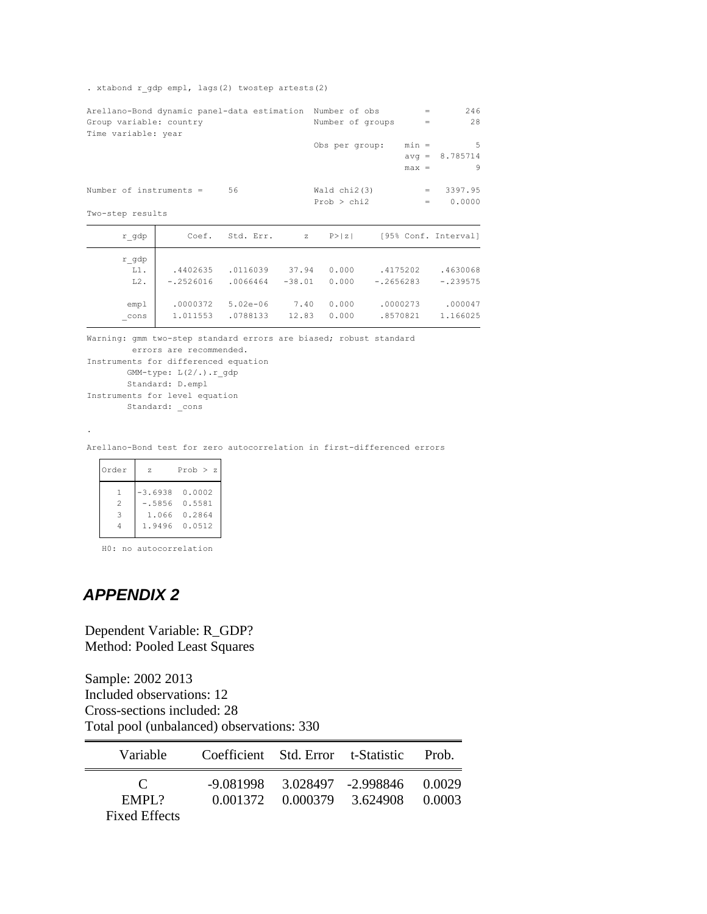```
. xtabond r_gdp empl, lags(2) twostep artests(2)

Arellano-Bond dynamic panel-data estimation  Number of obs         =       246
Group variable: country                      Number of groups      =        28
Time variable: year
                                             Obs per group:    min =         5
                                                               avg =  8.785714
                                                               max =         9

Number of instruments =     56               Wald chi2(3)          =   3397.95
                                             Prob > chi2           =    0.0000
Two-step results
```

| r_gdp | Coef. | Std. Err. | z | P>\|z\| | [95% Conf. | Interval] |
|---|---|---|---|---|---|---|
| r_gdp | | | | | | |
| L1. | .4402635 | .0116039 | 37.94 | 0.000 | .4175202 | .4630068 |
| L2. | -.2526016 | .0066464 | -38.01 | 0.000 | -.2656283 | -.239575 |
| empl | .0000372 | 5.02e-06 | 7.40 | 0.000 | .0000273 | .000047 |
| _cons | 1.011553 | .0788133 | 12.83 | 0.000 | .8570821 | 1.166025 |

```
Warning: gmm two-step standard errors are biased; robust standard
         errors are recommended.
Instruments for differenced equation
        GMM-type: L(2/.).r_gdp
        Standard: D.empl
Instruments for level equation
        Standard: _cons

.
Arellano-Bond test for zero autocorrelation in first-differenced errors
```

| Order | z | Prob > z |
|---|---|---|
| 1 | -3.6938 | 0.0002 |
| 2 | -.5856 | 0.5581 |
| 3 | 1.066 | 0.2864 |
| 4 | 1.9496 | 0.0512 |

H0: no autocorrelation

## *APPENDIX 2*

Dependent Variable: R_GDP?
Method: Pooled Least Squares

Sample: 2002 2013
Included observations: 12
Cross-sections included: 28
Total pool (unbalanced) observations: 330

| Variable | Coefficient | Std. Error | t-Statistic | Prob. |
|---|---|---|---|---|
| C | -9.081998 | 3.028497 | -2.998846 | 0.0029 |
| EMPL? | 0.001372 | 0.000379 | 3.624908 | 0.0003 |
| Fixed Effects | | | | |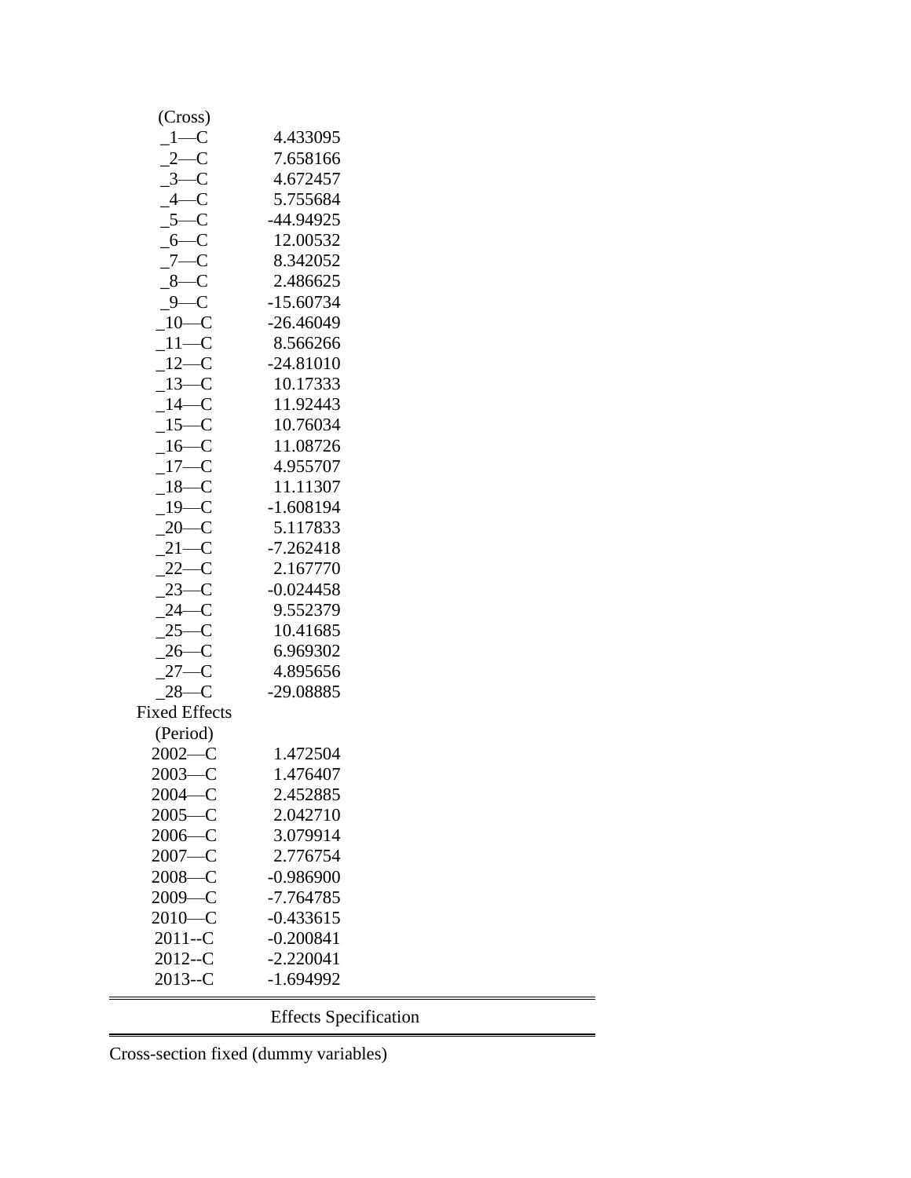| | |
|---|---|
| (Cross) | |
| _1—C | 4.433095 |
| _2—C | 7.658166 |
| _3—C | 4.672457 |
| _4—C | 5.755684 |
| _5—C | -44.94925 |
| _6—C | 12.00532 |
| _7—C | 8.342052 |
| _8—C | 2.486625 |
| _9—C | -15.60734 |
| _10—C | -26.46049 |
| _11—C | 8.566266 |
| _12—C | -24.81010 |
| _13—C | 10.17333 |
| _14—C | 11.92443 |
| _15—C | 10.76034 |
| _16—C | 11.08726 |
| _17—C | 4.955707 |
| _18—C | 11.11307 |
| _19—C | -1.608194 |
| _20—C | 5.117833 |
| _21—C | -7.262418 |
| _22—C | 2.167770 |
| _23—C | -0.024458 |
| _24—C | 9.552379 |
| _25—C | 10.41685 |
| _26—C | 6.969302 |
| _27—C | 4.895656 |
| _28—C | -29.08885 |
| Fixed Effects (Period) | |
| 2002—C | 1.472504 |
| 2003—C | 1.476407 |
| 2004—C | 2.452885 |
| 2005—C | 2.042710 |
| 2006—C | 3.079914 |
| 2007—C | 2.776754 |
| 2008—C | -0.986900 |
| 2009—C | -7.764785 |
| 2010—C | -0.433615 |
| 2011--C | -0.200841 |
| 2012--C | -2.220041 |
| 2013--C | -1.694992 |

Effects Specification

Cross-section fixed (dummy variables)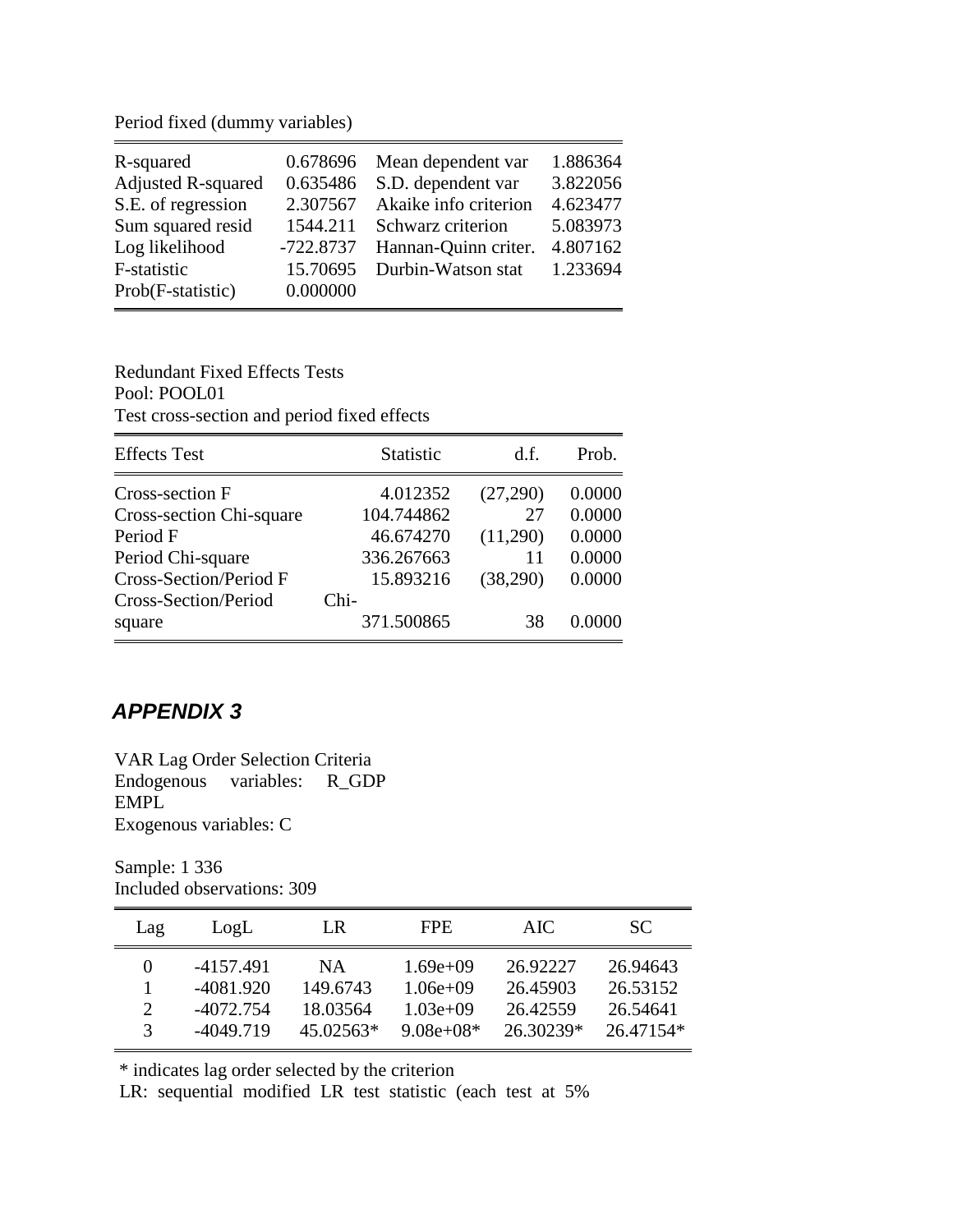Period fixed (dummy variables)

| | | | |
|---|---|---|---|
| R-squared | 0.678696 | Mean dependent var | 1.886364 |
| Adjusted R-squared | 0.635486 | S.D. dependent var | 3.822056 |
| S.E. of regression | 2.307567 | Akaike info criterion | 4.623477 |
| Sum squared resid | 1544.211 | Schwarz criterion | 5.083973 |
| Log likelihood | -722.8737 | Hannan-Quinn criter. | 4.807162 |
| F-statistic | 15.70695 | Durbin-Watson stat | 1.233694 |
| Prob(F-statistic) | 0.000000 | | |

Redundant Fixed Effects Tests
Pool: POOL01
Test cross-section and period fixed effects

| Effects Test | Statistic | d.f. | Prob. |
|---|---|---|---|
| Cross-section F | 4.012352 | (27,290) | 0.0000 |
| Cross-section Chi-square | 104.744862 | 27 | 0.0000 |
| Period F | 46.674270 | (11,290) | 0.0000 |
| Period Chi-square | 336.267663 | 11 | 0.0000 |
| Cross-Section/Period F | 15.893216 | (38,290) | 0.0000 |
| Cross-Section/Period Chi-square | 371.500865 | 38 | 0.0000 |

## *APPENDIX 3*

VAR Lag Order Selection Criteria
Endogenous variables: R_GDP EMPL
Exogenous variables: C

Sample: 1 336
Included observations: 309

| Lag | LogL | LR | FPE | AIC | SC |
|---|---|---|---|---|---|
| 0 | -4157.491 | NA | 1.69e+09 | 26.92227 | 26.94643 |
| 1 | -4081.920 | 149.6743 | 1.06e+09 | 26.45903 | 26.53152 |
| 2 | -4072.754 | 18.03564 | 1.03e+09 | 26.42559 | 26.54641 |
| 3 | -4049.719 | 45.02563* | 9.08e+08* | 26.30239* | 26.47154* |

* indicates lag order selected by the criterion
LR: sequential modified LR test statistic (each test at 5%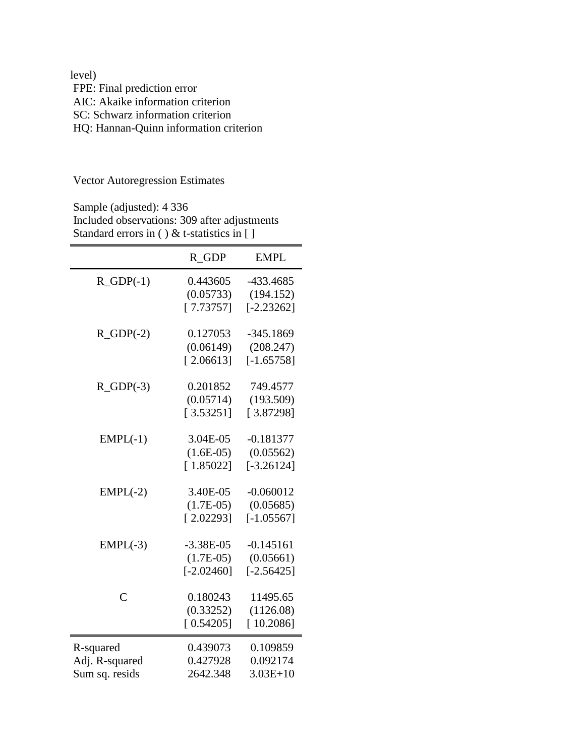level)
FPE: Final prediction error
AIC: Akaike information criterion
SC: Schwarz information criterion
HQ: Hannan-Quinn information criterion

Vector Autoregression Estimates

Sample (adjusted): 4 336
Included observations: 309 after adjustments
Standard errors in ( ) & t-statistics in [ ]

| | R_GDP | EMPL |
|---|---|---|
| R_GDP(-1) | 0.443605 | -433.4685 |
| | (0.05733) | (194.152) |
| | [ 7.73757] | [-2.23262] |
| R_GDP(-2) | 0.127053 | -345.1869 |
| | (0.06149) | (208.247) |
| | [ 2.06613] | [-1.65758] |
| R_GDP(-3) | 0.201852 | 749.4577 |
| | (0.05714) | (193.509) |
| | [ 3.53251] | [ 3.87298] |
| EMPL(-1) | 3.04E-05 | -0.181377 |
| | (1.6E-05) | (0.05562) |
| | [ 1.85022] | [-3.26124] |
| EMPL(-2) | 3.40E-05 | -0.060012 |
| | (1.7E-05) | (0.05685) |
| | [ 2.02293] | [-1.05567] |
| EMPL(-3) | -3.38E-05 | -0.145161 |
| | (1.7E-05) | (0.05661) |
| | [-2.02460] | [-2.56425] |
| C | 0.180243 | 11495.65 |
| | (0.33252) | (1126.08) |
| | [ 0.54205] | [ 10.2086] |
| R-squared | 0.439073 | 0.109859 |
| Adj. R-squared | 0.427928 | 0.092174 |
| Sum sq. resids | 2642.348 | 3.03E+10 |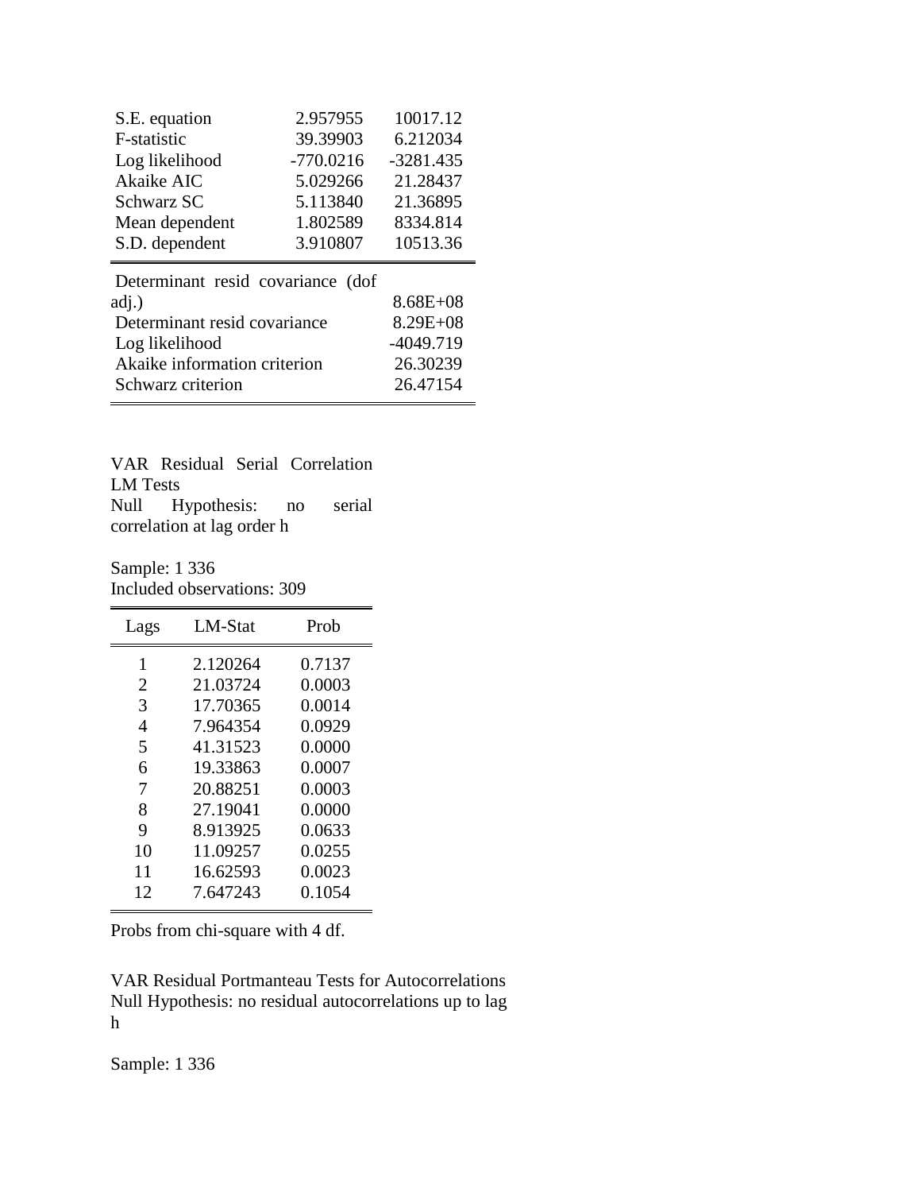| | | |
|---|---|---|
| S.E. equation | 2.957955 | 10017.12 |
| F-statistic | 39.39903 | 6.212034 |
| Log likelihood | -770.0216 | -3281.435 |
| Akaike AIC | 5.029266 | 21.28437 |
| Schwarz SC | 5.113840 | 21.36895 |
| Mean dependent | 1.802589 | 8334.814 |
| S.D. dependent | 3.910807 | 10513.36 |

| | |
|---|---|
| Determinant resid covariance (dof adj.) | 8.68E+08 |
| Determinant resid covariance | 8.29E+08 |
| Log likelihood | -4049.719 |
| Akaike information criterion | 26.30239 |
| Schwarz criterion | 26.47154 |

VAR Residual Serial Correlation LM Tests
Null Hypothesis: no serial correlation at lag order h

Sample: 1 336
Included observations: 309

| Lags | LM-Stat | Prob |
|---|---|---|
| 1 | 2.120264 | 0.7137 |
| 2 | 21.03724 | 0.0003 |
| 3 | 17.70365 | 0.0014 |
| 4 | 7.964354 | 0.0929 |
| 5 | 41.31523 | 0.0000 |
| 6 | 19.33863 | 0.0007 |
| 7 | 20.88251 | 0.0003 |
| 8 | 27.19041 | 0.0000 |
| 9 | 8.913925 | 0.0633 |
| 10 | 11.09257 | 0.0255 |
| 11 | 16.62593 | 0.0023 |
| 12 | 7.647243 | 0.1054 |

Probs from chi-square with 4 df.

VAR Residual Portmanteau Tests for Autocorrelations
Null Hypothesis: no residual autocorrelations up to lag h

Sample: 1 336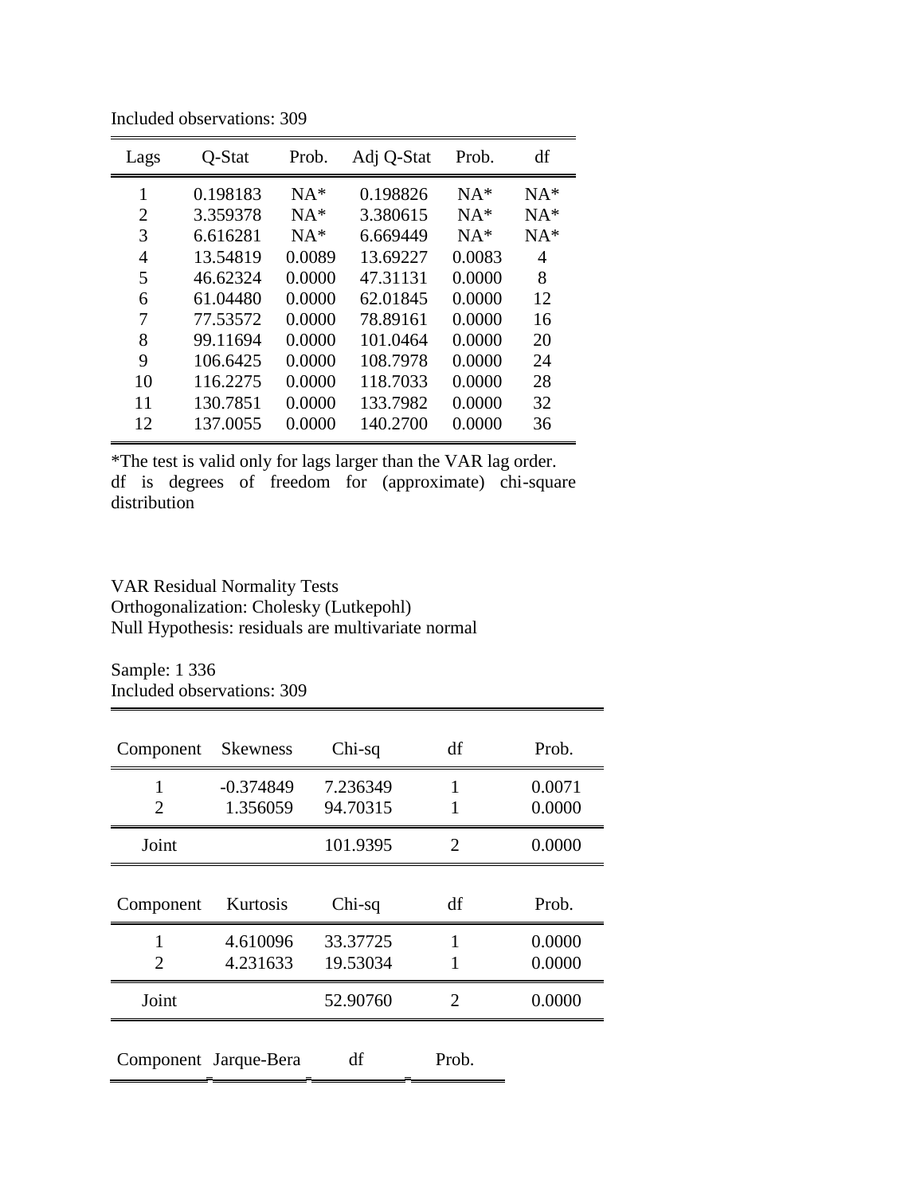Included observations: 309

| Lags | Q-Stat | Prob. | Adj Q-Stat | Prob. | df |
|---|---|---|---|---|---|
| 1 | 0.198183 | NA* | 0.198826 | NA* | NA* |
| 2 | 3.359378 | NA* | 3.380615 | NA* | NA* |
| 3 | 6.616281 | NA* | 6.669449 | NA* | NA* |
| 4 | 13.54819 | 0.0089 | 13.69227 | 0.0083 | 4 |
| 5 | 46.62324 | 0.0000 | 47.31131 | 0.0000 | 8 |
| 6 | 61.04480 | 0.0000 | 62.01845 | 0.0000 | 12 |
| 7 | 77.53572 | 0.0000 | 78.89161 | 0.0000 | 16 |
| 8 | 99.11694 | 0.0000 | 101.0464 | 0.0000 | 20 |
| 9 | 106.6425 | 0.0000 | 108.7978 | 0.0000 | 24 |
| 10 | 116.2275 | 0.0000 | 118.7033 | 0.0000 | 28 |
| 11 | 130.7851 | 0.0000 | 133.7982 | 0.0000 | 32 |
| 12 | 137.0055 | 0.0000 | 140.2700 | 0.0000 | 36 |

*The test is valid only for lags larger than the VAR lag order.
df is degrees of freedom for (approximate) chi-square distribution

VAR Residual Normality Tests
Orthogonalization: Cholesky (Lutkepohl)
Null Hypothesis: residuals are multivariate normal

Sample: 1 336
Included observations: 309

| Component | Skewness | Chi-sq | df | Prob. |
|---|---|---|---|---|
| 1 | -0.374849 | 7.236349 | 1 | 0.0071 |
| 2 | 1.356059 | 94.70315 | 1 | 0.0000 |
| Joint | | 101.9395 | 2 | 0.0000 |

| Component | Kurtosis | Chi-sq | df | Prob. |
|---|---|---|---|---|
| 1 | 4.610096 | 33.37725 | 1 | 0.0000 |
| 2 | 4.231633 | 19.53034 | 1 | 0.0000 |
| Joint | | 52.90760 | 2 | 0.0000 |

| Component | Jarque-Bera | df | Prob. |
|---|---|---|---|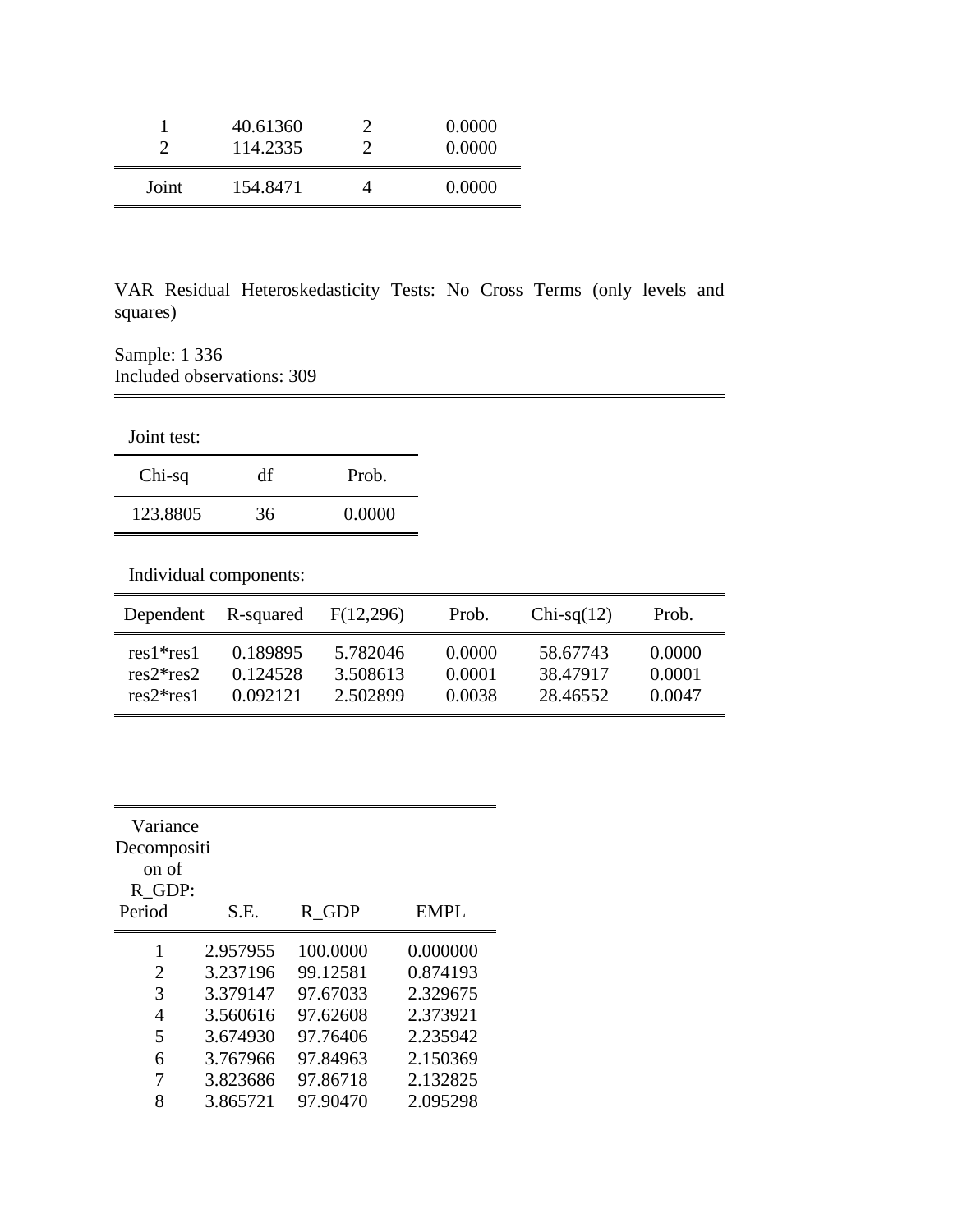| | | | |
|---|---|---|---|
| 1 | 40.61360 | 2 | 0.0000 |
| 2 | 114.2335 | 2 | 0.0000 |
| Joint | 154.8471 | 4 | 0.0000 |

VAR Residual Heteroskedasticity Tests: No Cross Terms (only levels and squares)

Sample: 1 336
Included observations: 309

Joint test:

| Chi-sq | df | Prob. |
|---|---|---|
| 123.8805 | 36 | 0.0000 |

Individual components:

| Dependent | R-squared | F(12,296) | Prob. | Chi-sq(12) | Prob. |
|---|---|---|---|---|---|
| res1*res1 | 0.189895 | 5.782046 | 0.0000 | 58.67743 | 0.0000 |
| res2*res2 | 0.124528 | 3.508613 | 0.0001 | 38.47917 | 0.0001 |
| res2*res1 | 0.092121 | 2.502899 | 0.0038 | 28.46552 | 0.0047 |

| Variance Decomposition of R_GDP: Period | S.E. | R_GDP | EMPL |
|---|---|---|---|
| 1 | 2.957955 | 100.0000 | 0.000000 |
| 2 | 3.237196 | 99.12581 | 0.874193 |
| 3 | 3.379147 | 97.67033 | 2.329675 |
| 4 | 3.560616 | 97.62608 | 2.373921 |
| 5 | 3.674930 | 97.76406 | 2.235942 |
| 6 | 3.767966 | 97.84963 | 2.150369 |
| 7 | 3.823686 | 97.86718 | 2.132825 |
| 8 | 3.865721 | 97.90470 | 2.095298 |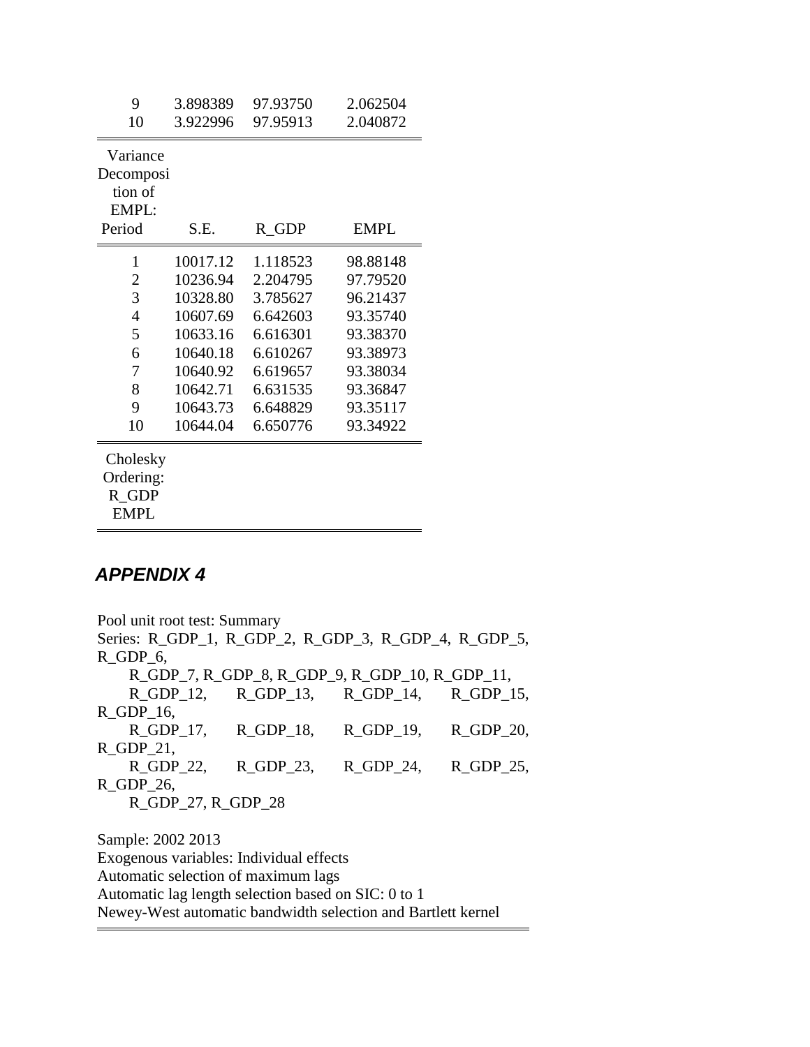| | | | |
|---|---|---|---|
| 9 | 3.898389 | 97.93750 | 2.062504 |
| 10 | 3.922996 | 97.95913 | 2.040872 |

| Variance Decomposition of EMPL: Period | S.E. | R_GDP | EMPL |
|---|---|---|---|
| 1 | 10017.12 | 1.118523 | 98.88148 |
| 2 | 10236.94 | 2.204795 | 97.79520 |
| 3 | 10328.80 | 3.785627 | 96.21437 |
| 4 | 10607.69 | 6.642603 | 93.35740 |
| 5 | 10633.16 | 6.616301 | 93.38370 |
| 6 | 10640.18 | 6.610267 | 93.38973 |
| 7 | 10640.92 | 6.619657 | 93.38034 |
| 8 | 10642.71 | 6.631535 | 93.36847 |
| 9 | 10643.73 | 6.648829 | 93.35117 |
| 10 | 10644.04 | 6.650776 | 93.34922 |

Cholesky Ordering: R_GDP EMPL

## *APPENDIX 4*

Pool unit root test: Summary
Series: R_GDP_1, R_GDP_2, R_GDP_3, R_GDP_4, R_GDP_5, R_GDP_6,
R_GDP_7, R_GDP_8, R_GDP_9, R_GDP_10, R_GDP_11,
R_GDP_12, R_GDP_13, R_GDP_14, R_GDP_15, R_GDP_16,
R_GDP_17, R_GDP_18, R_GDP_19, R_GDP_20, R_GDP_21,
R_GDP_22, R_GDP_23, R_GDP_24, R_GDP_25, R_GDP_26,
R_GDP_27, R_GDP_28

Sample: 2002 2013
Exogenous variables: Individual effects
Automatic selection of maximum lags
Automatic lag length selection based on SIC: 0 to 1
Newey-West automatic bandwidth selection and Bartlett kernel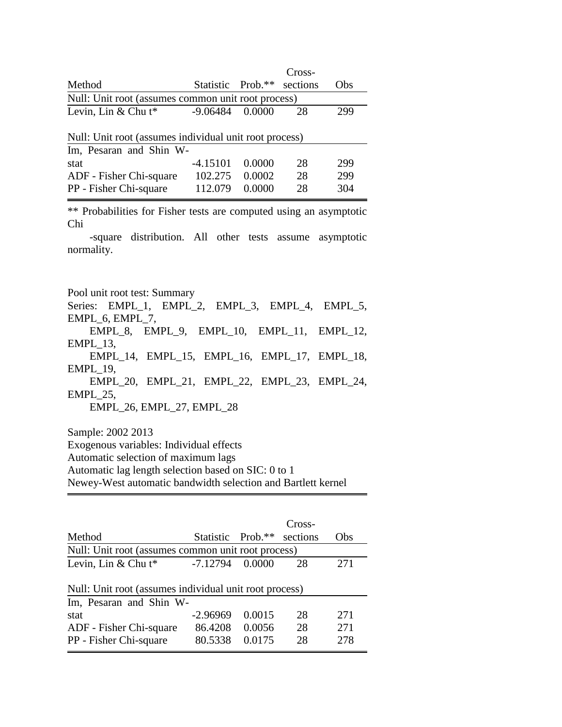| Method | Statistic | Prob.** | Cross-sections | Obs |
|---|---|---|---|---|
| Null: Unit root (assumes common unit root process) | | | | |
| Levin, Lin & Chu t* | -9.06484 | 0.0000 | 28 | 299 |
| | | | | |
| Null: Unit root (assumes individual unit root process) | | | | |
| Im, Pesaran and Shin W-stat | -4.15101 | 0.0000 | 28 | 299 |
| ADF - Fisher Chi-square | 102.275 | 0.0002 | 28 | 299 |
| PP - Fisher Chi-square | 112.079 | 0.0000 | 28 | 304 |

** Probabilities for Fisher tests are computed using an asymptotic Chi -square distribution. All other tests assume asymptotic normality.

Pool unit root test: Summary
Series: EMPL_1, EMPL_2, EMPL_3, EMPL_4, EMPL_5, EMPL_6, EMPL_7, EMPL_8, EMPL_9, EMPL_10, EMPL_11, EMPL_12, EMPL_13, EMPL_14, EMPL_15, EMPL_16, EMPL_17, EMPL_18, EMPL_19, EMPL_20, EMPL_21, EMPL_22, EMPL_23, EMPL_24, EMPL_25, EMPL_26, EMPL_27, EMPL_28

Sample: 2002 2013
Exogenous variables: Individual effects
Automatic selection of maximum lags
Automatic lag length selection based on SIC: 0 to 1
Newey-West automatic bandwidth selection and Bartlett kernel

| Method | Statistic | Prob.** | Cross-sections | Obs |
|---|---|---|---|---|
| Null: Unit root (assumes common unit root process) | | | | |
| Levin, Lin & Chu t* | -7.12794 | 0.0000 | 28 | 271 |
| | | | | |
| Null: Unit root (assumes individual unit root process) | | | | |
| Im, Pesaran and Shin W-stat | -2.96969 | 0.0015 | 28 | 271 |
| ADF - Fisher Chi-square | 86.4208 | 0.0056 | 28 | 271 |
| PP - Fisher Chi-square | 80.5338 | 0.0175 | 28 | 278 |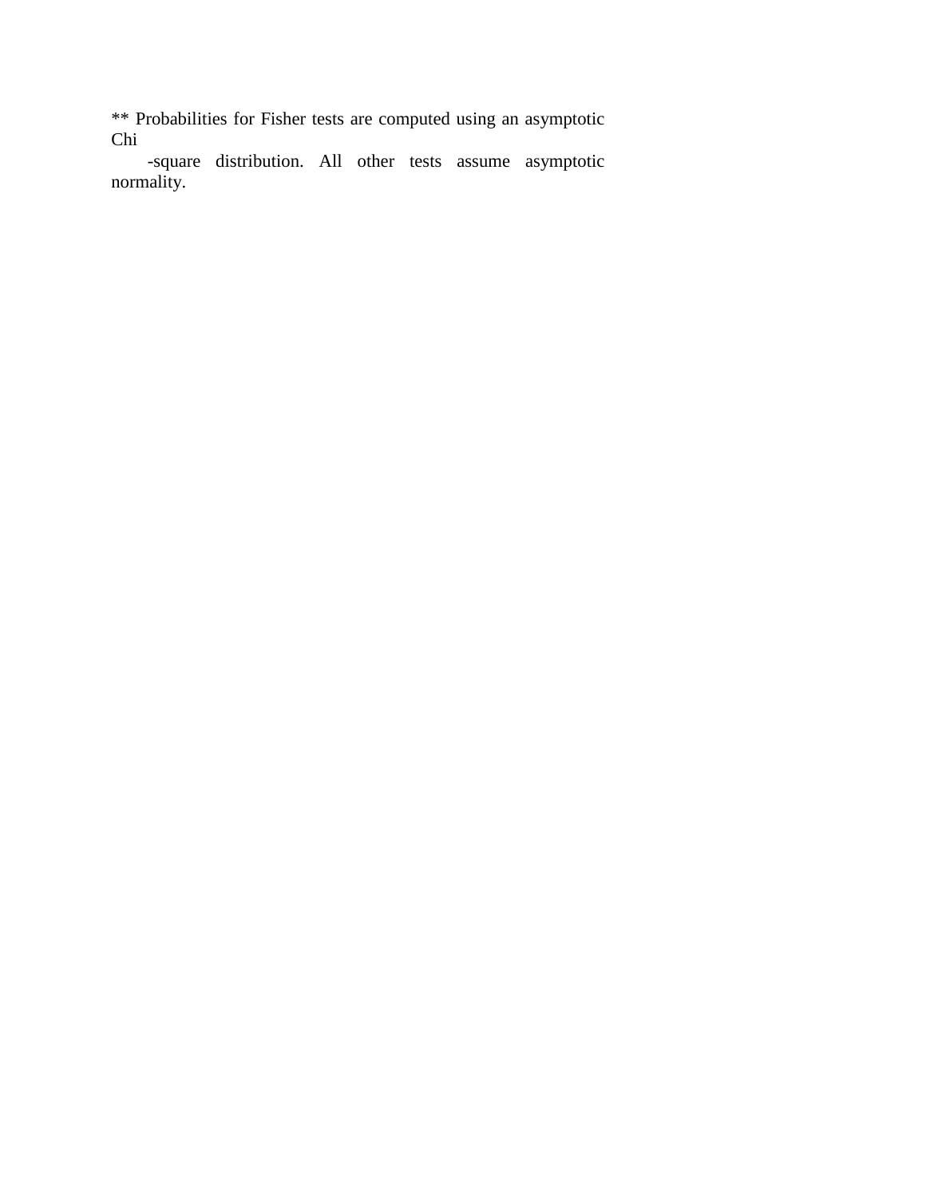** Probabilities for Fisher tests are computed using an asymptotic Chi-square distribution. All other tests assume asymptotic normality.